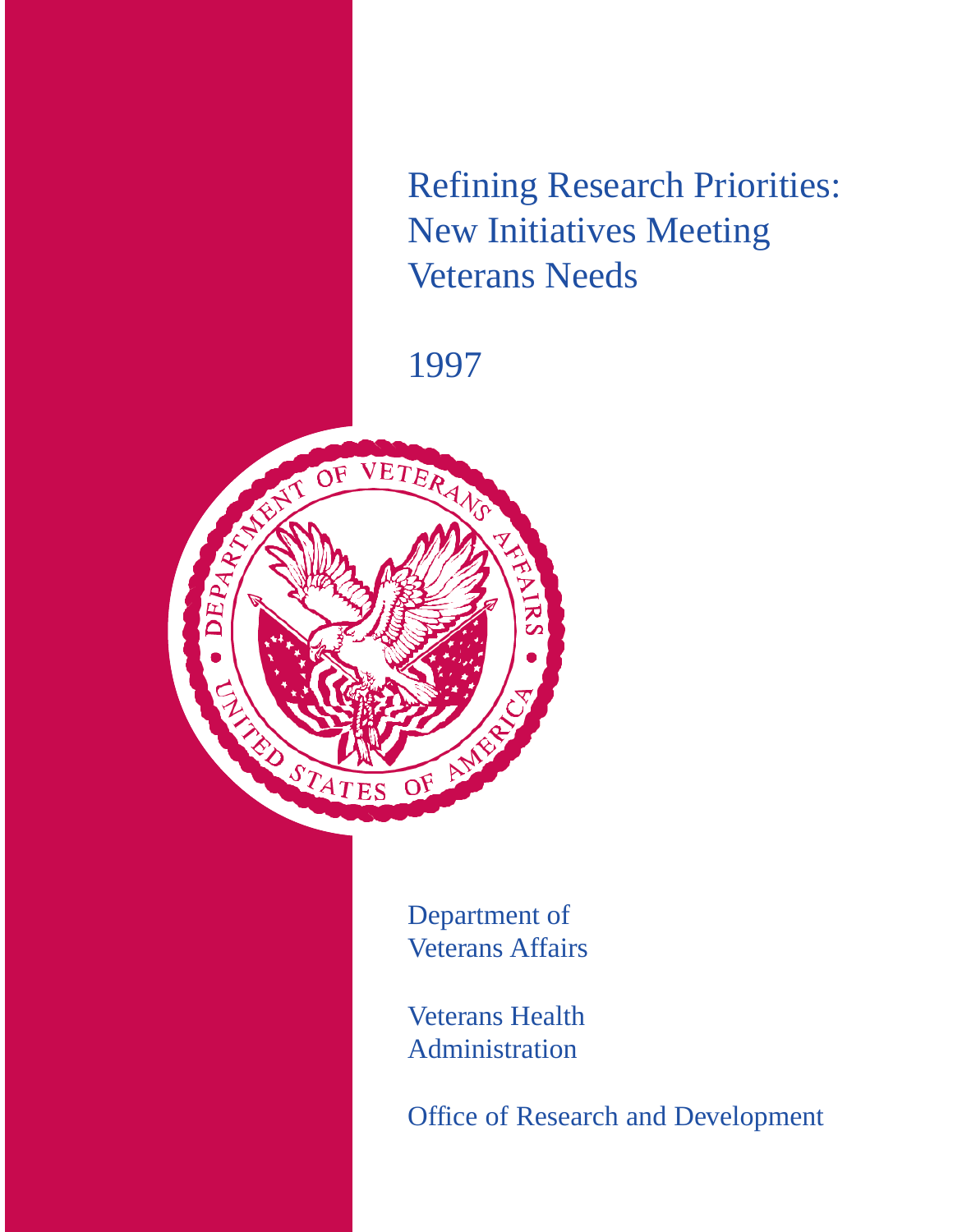# Refining Research Priorities: New Initiatives Meeting Veterans Needs

1997

Department of Veterans Affairs

Veterans Health Administration

Office of Research and Development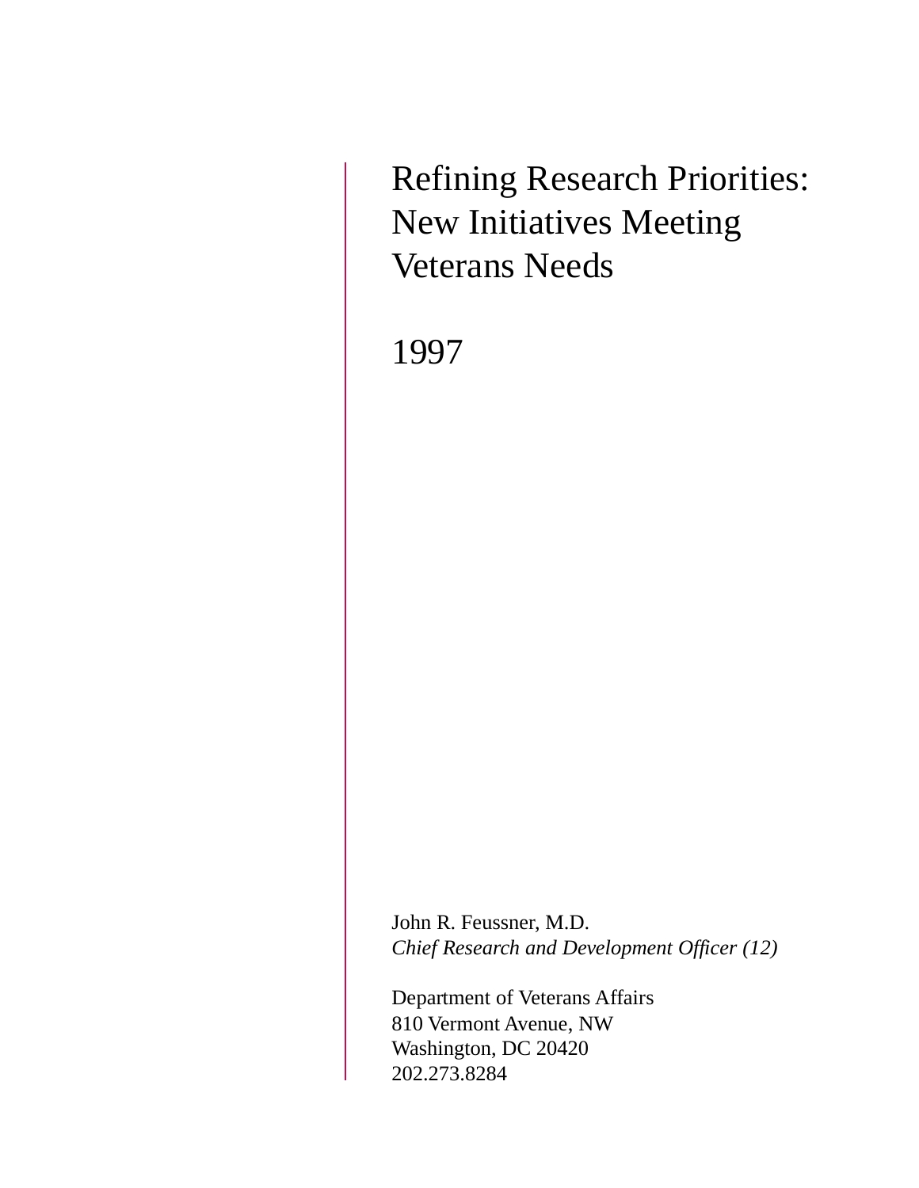# Refining Research Priorities: New Initiatives Meeting Veterans Needs

1997

John R. Feussner, M.D.
*Chief Research and Development Officer (12)*

Department of Veterans Affairs
810 Vermont Avenue, NW
Washington, DC 20420
202.273.8284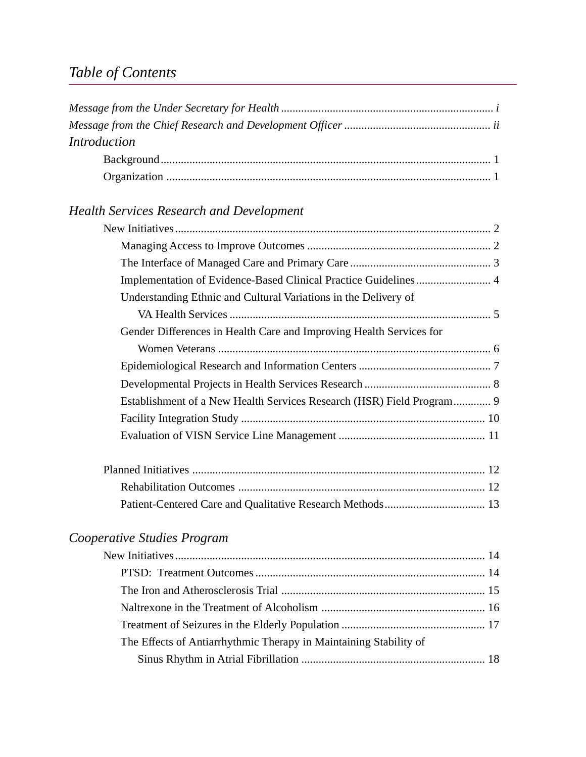# *Table of Contents*

*Message from the Under Secretary for Health* ........................................................................... *i*
*Message from the Chief Research and Development Officer* .................................................. *ii*

*Introduction*

- Background ................................................................................................................. 1
- Organization ................................................................................................................ 1

*Health Services Research and Development*

- New Initiatives ............................................................................................................. 2
  - Managing Access to Improve Outcomes ............................................................... 2
  - The Interface of Managed Care and Primary Care ................................................ 3
  - Implementation of Evidence-Based Clinical Practice Guidelines .......................... 4
  - Understanding Ethnic and Cultural Variations in the Delivery of VA Health Services .......................................................................................... 5
  - Gender Differences in Health Care and Improving Health Services for Women Veterans ............................................................................................. 6
  - Epidemiological Research and Information Centers ............................................. 7
  - Developmental Projects in Health Services Research ............................................ 8
  - Establishment of a New Health Services Research (HSR) Field Program ............. 9
  - Facility Integration Study .................................................................................... 10
  - Evaluation of VISN Service Line Management ................................................... 11

- Planned Initiatives ..................................................................................................... 12
  - Rehabilitation Outcomes ..................................................................................... 12
  - Patient-Centered Care and Qualitative Research Methods ................................... 13

*Cooperative Studies Program*

- New Initiatives ........................................................................................................... 14
  - PTSD: Treatment Outcomes ................................................................................ 14
  - The Iron and Atherosclerosis Trial ....................................................................... 15
  - Naltrexone in the Treatment of Alcoholism ......................................................... 16
  - Treatment of Seizures in the Elderly Population .................................................. 17
  - The Effects of Antiarrhythmic Therapy in Maintaining Stability of Sinus Rhythm in Atrial Fibrillation ............................................................... 18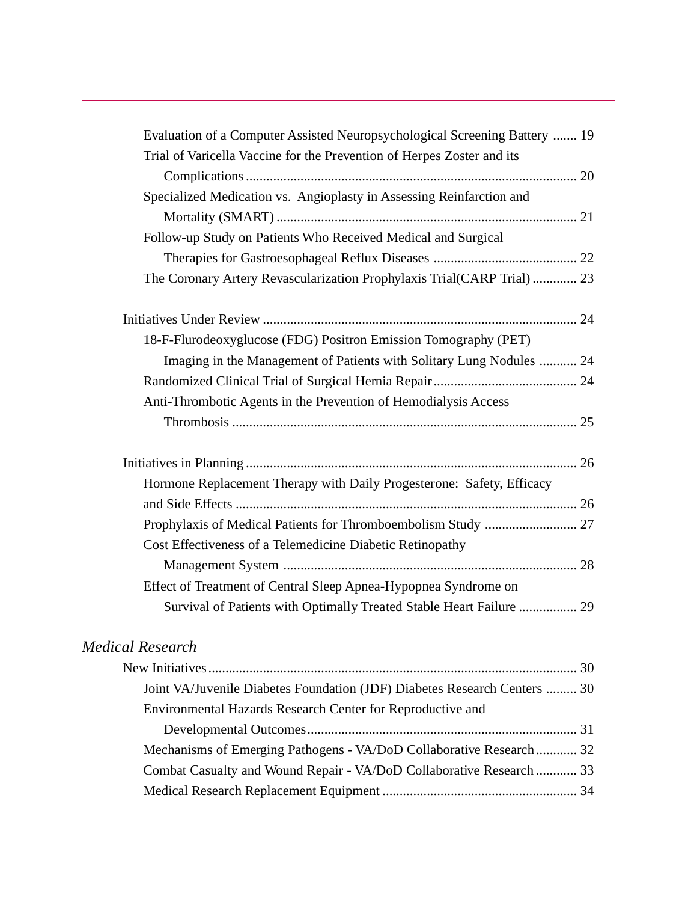Evaluation of a Computer Assisted Neuropsychological Screening Battery ....... 19

Trial of Varicella Vaccine for the Prevention of Herpes Zoster and its Complications ................................................................................................ 20

Specialized Medication vs. Angioplasty in Assessing Reinfarction and Mortality (SMART) ....................................................................................... 21

Follow-up Study on Patients Who Received Medical and Surgical Therapies for Gastroesophageal Reflux Diseases .......................................... 22

The Coronary Artery Revascularization Prophylaxis Trial(CARP Trial) ............. 23

Initiatives Under Review ........................................................................................... 24

18-F-Flurodeoxyglucose (FDG) Positron Emission Tomography (PET) Imaging in the Management of Patients with Solitary Lung Nodules ........... 24

Randomized Clinical Trial of Surgical Hernia Repair.......................................... 24

Anti-Thrombotic Agents in the Prevention of Hemodialysis Access Thrombosis .................................................................................................... 25

Initiatives in Planning................................................................................................ 26

Hormone Replacement Therapy with Daily Progesterone: Safety, Efficacy and Side Effects .................................................................................................... 26

Prophylaxis of Medical Patients for Thromboembolism Study ........................... 27

Cost Effectiveness of a Telemedicine Diabetic Retinopathy Management System ..................................................................................... 28

Effect of Treatment of Central Sleep Apnea-Hypopnea Syndrome on Survival of Patients with Optimally Treated Stable Heart Failure ................. 29

*Medical Research*

New Initiatives........................................................................................................... 30

Joint VA/Juvenile Diabetes Foundation (JDF) Diabetes Research Centers ......... 30

Environmental Hazards Research Center for Reproductive and Developmental Outcomes.............................................................................. 31

Mechanisms of Emerging Pathogens - VA/DoD Collaborative Research............ 32

Combat Casualty and Wound Repair - VA/DoD Collaborative Research ............ 33

Medical Research Replacement Equipment ......................................................... 34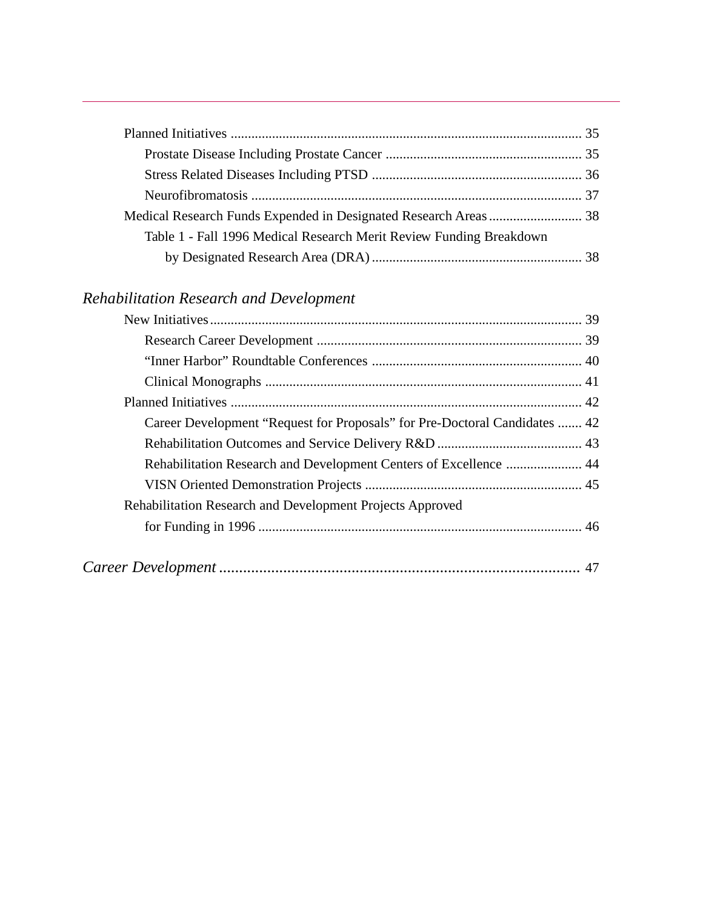Planned Initiatives ..................................................................................................... 35

Prostate Disease Including Prostate Cancer ......................................................... 35

Stress Related Diseases Including PTSD ............................................................. 36

Neurofibromatosis ............................................................................................... 37

Medical Research Funds Expended in Designated Research Areas ........................... 38

Table 1 - Fall 1996 Medical Research Merit Review Funding Breakdown by Designated Research Area (DRA) ............................................................ 38

*Rehabilitation Research and Development*

New Initiatives ........................................................................................................... 39

Research Career Development ............................................................................ 39

“Inner Harbor” Roundtable Conferences ............................................................. 40

Clinical Monographs ........................................................................................... 41

Planned Initiatives ..................................................................................................... 42

Career Development “Request for Proposals” for Pre-Doctoral Candidates ....... 42

Rehabilitation Outcomes and Service Delivery R&D .......................................... 43

Rehabilitation Research and Development Centers of Excellence ...................... 44

VISN Oriented Demonstration Projects .............................................................. 45

Rehabilitation Research and Development Projects Approved for Funding in 1996 ............................................................................................. 46

*Career Development* ......................................................................................... 47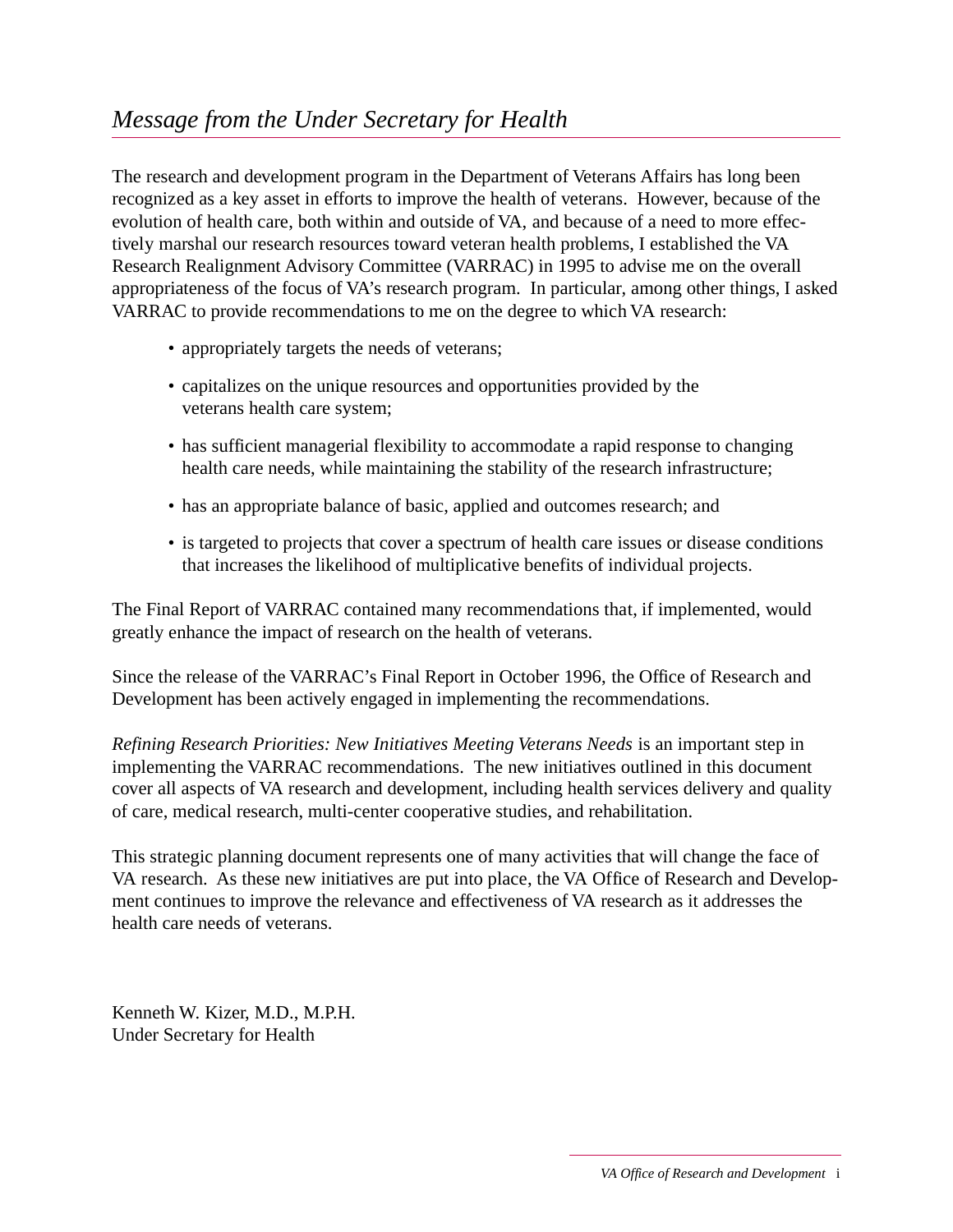# *Message from the Under Secretary for Health*

The research and development program in the Department of Veterans Affairs has long been recognized as a key asset in efforts to improve the health of veterans. However, because of the evolution of health care, both within and outside of VA, and because of a need to more effectively marshal our research resources toward veteran health problems, I established the VA Research Realignment Advisory Committee (VARRAC) in 1995 to advise me on the overall appropriateness of the focus of VA's research program. In particular, among other things, I asked VARRAC to provide recommendations to me on the degree to which VA research:

- appropriately targets the needs of veterans;
- capitalizes on the unique resources and opportunities provided by the veterans health care system;
- has sufficient managerial flexibility to accommodate a rapid response to changing health care needs, while maintaining the stability of the research infrastructure;
- has an appropriate balance of basic, applied and outcomes research; and
- is targeted to projects that cover a spectrum of health care issues or disease conditions that increases the likelihood of multiplicative benefits of individual projects.

The Final Report of VARRAC contained many recommendations that, if implemented, would greatly enhance the impact of research on the health of veterans.

Since the release of the VARRAC's Final Report in October 1996, the Office of Research and Development has been actively engaged in implementing the recommendations.

*Refining Research Priorities: New Initiatives Meeting Veterans Needs* is an important step in implementing the VARRAC recommendations. The new initiatives outlined in this document cover all aspects of VA research and development, including health services delivery and quality of care, medical research, multi-center cooperative studies, and rehabilitation.

This strategic planning document represents one of many activities that will change the face of VA research. As these new initiatives are put into place, the VA Office of Research and Development continues to improve the relevance and effectiveness of VA research as it addresses the health care needs of veterans.

Kenneth W. Kizer, M.D., M.P.H.
Under Secretary for Health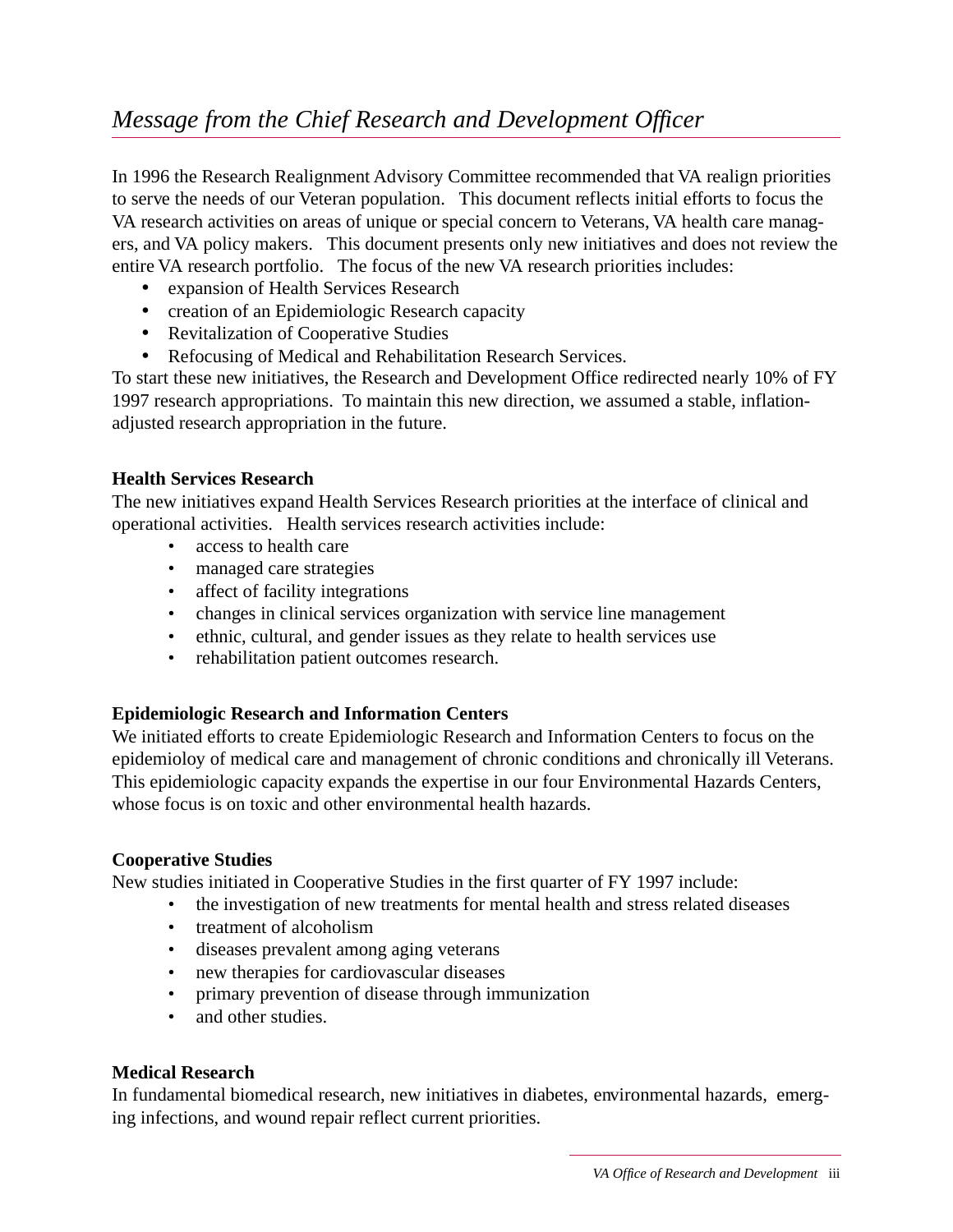# *Message from the Chief Research and Development Officer*

In 1996 the Research Realignment Advisory Committee recommended that VA realign priorities to serve the needs of our Veteran population. This document reflects initial efforts to focus the VA research activities on areas of unique or special concern to Veterans, VA health care managers, and VA policy makers. This document presents only new initiatives and does not review the entire VA research portfolio. The focus of the new VA research priorities includes:

- expansion of Health Services Research
- creation of an Epidemiologic Research capacity
- Revitalization of Cooperative Studies
- Refocusing of Medical and Rehabilitation Research Services.

To start these new initiatives, the Research and Development Office redirected nearly 10% of FY 1997 research appropriations. To maintain this new direction, we assumed a stable, inflation-adjusted research appropriation in the future.

**Health Services Research**

The new initiatives expand Health Services Research priorities at the interface of clinical and operational activities. Health services research activities include:

- access to health care
- managed care strategies
- affect of facility integrations
- changes in clinical services organization with service line management
- ethnic, cultural, and gender issues as they relate to health services use
- rehabilitation patient outcomes research.

**Epidemiologic Research and Information Centers**

We initiated efforts to create Epidemiologic Research and Information Centers to focus on the epidemioloy of medical care and management of chronic conditions and chronically ill Veterans. This epidemiologic capacity expands the expertise in our four Environmental Hazards Centers, whose focus is on toxic and other environmental health hazards.

**Cooperative Studies**

New studies initiated in Cooperative Studies in the first quarter of FY 1997 include:

- the investigation of new treatments for mental health and stress related diseases
- treatment of alcoholism
- diseases prevalent among aging veterans
- new therapies for cardiovascular diseases
- primary prevention of disease through immunization
- and other studies.

**Medical Research**

In fundamental biomedical research, new initiatives in diabetes, environmental hazards, emerging infections, and wound repair reflect current priorities.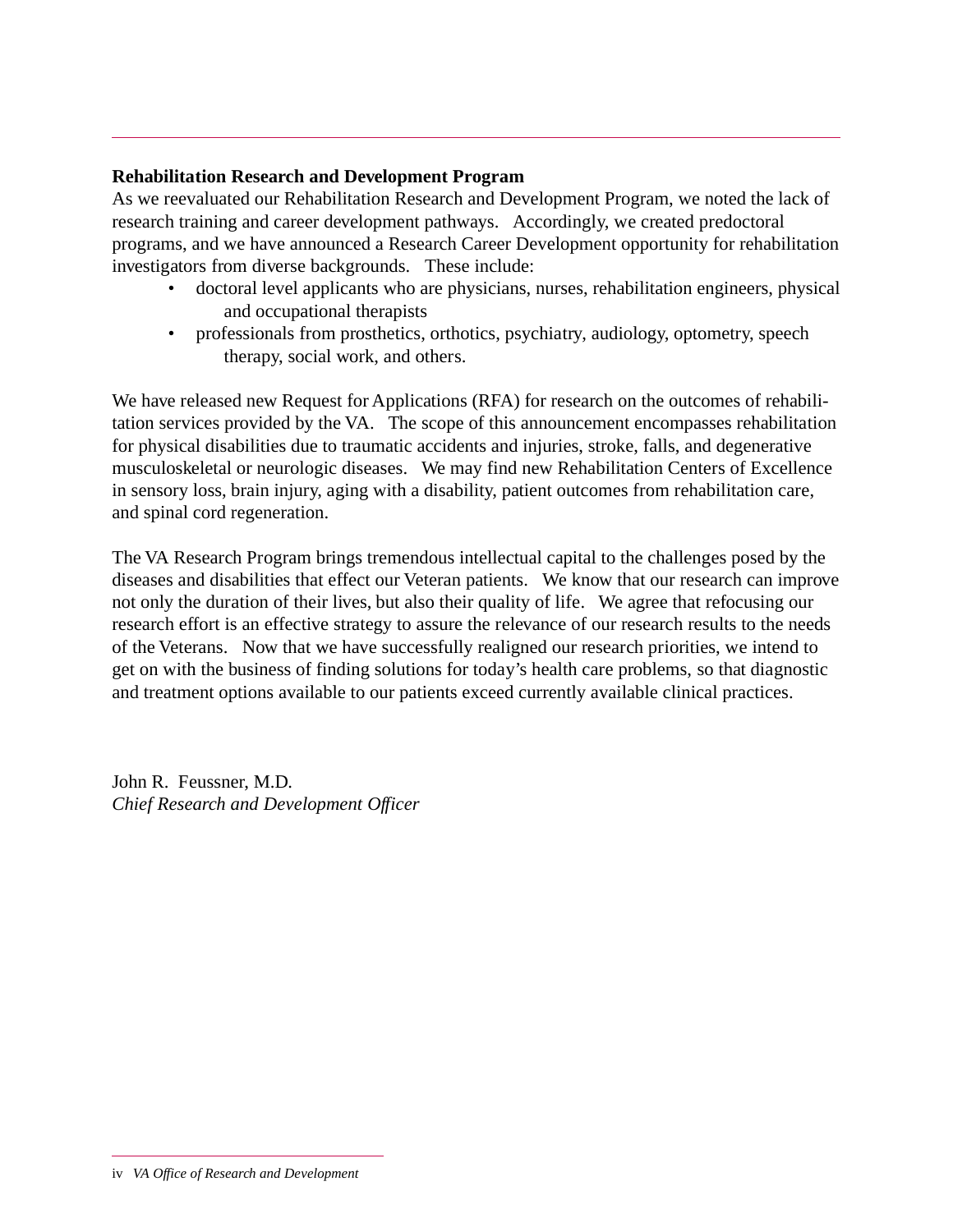**Rehabilitation Research and Development Program**

As we reevaluated our Rehabilitation Research and Development Program, we noted the lack of research training and career development pathways. Accordingly, we created predoctoral programs, and we have announced a Research Career Development opportunity for rehabilitation investigators from diverse backgrounds. These include:

- doctoral level applicants who are physicians, nurses, rehabilitation engineers, physical and occupational therapists
- professionals from prosthetics, orthotics, psychiatry, audiology, optometry, speech therapy, social work, and others.

We have released new Request for Applications (RFA) for research on the outcomes of rehabilitation services provided by the VA. The scope of this announcement encompasses rehabilitation for physical disabilities due to traumatic accidents and injuries, stroke, falls, and degenerative musculoskeletal or neurologic diseases. We may find new Rehabilitation Centers of Excellence in sensory loss, brain injury, aging with a disability, patient outcomes from rehabilitation care, and spinal cord regeneration.

The VA Research Program brings tremendous intellectual capital to the challenges posed by the diseases and disabilities that effect our Veteran patients. We know that our research can improve not only the duration of their lives, but also their quality of life. We agree that refocusing our research effort is an effective strategy to assure the relevance of our research results to the needs of the Veterans. Now that we have successfully realigned our research priorities, we intend to get on with the business of finding solutions for today's health care problems, so that diagnostic and treatment options available to our patients exceed currently available clinical practices.

John R. Feussner, M.D.
*Chief Research and Development Officer*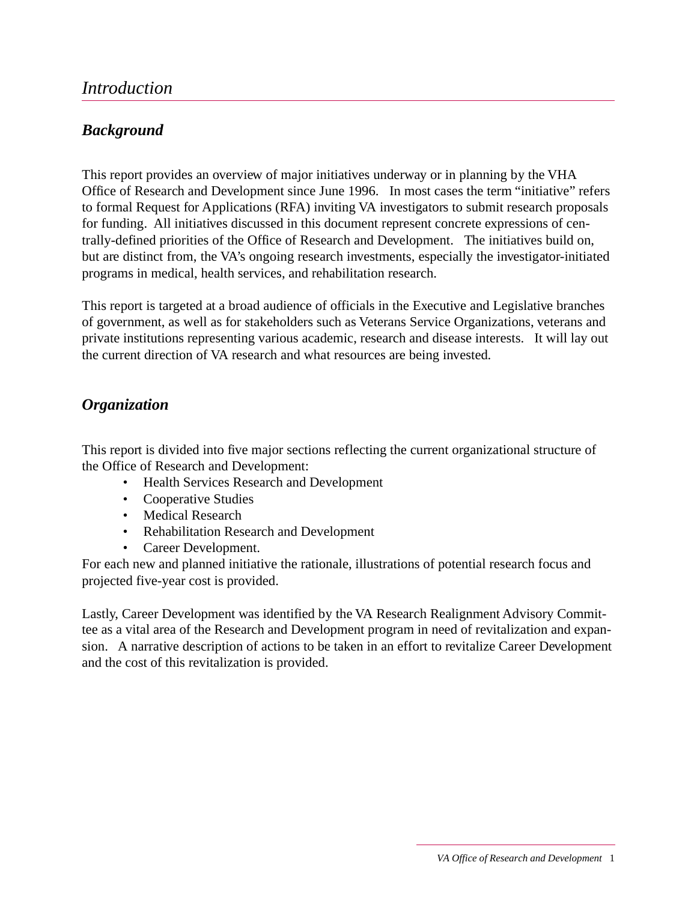# *Introduction*

## ***Background***

This report provides an overview of major initiatives underway or in planning by the VHA Office of Research and Development since June 1996. In most cases the term "initiative" refers to formal Request for Applications (RFA) inviting VA investigators to submit research proposals for funding. All initiatives discussed in this document represent concrete expressions of centrally-defined priorities of the Office of Research and Development. The initiatives build on, but are distinct from, the VA's ongoing research investments, especially the investigator-initiated programs in medical, health services, and rehabilitation research.

This report is targeted at a broad audience of officials in the Executive and Legislative branches of government, as well as for stakeholders such as Veterans Service Organizations, veterans and private institutions representing various academic, research and disease interests. It will lay out the current direction of VA research and what resources are being invested.

## ***Organization***

This report is divided into five major sections reflecting the current organizational structure of the Office of Research and Development:

- Health Services Research and Development
- Cooperative Studies
- Medical Research
- Rehabilitation Research and Development
- Career Development.

For each new and planned initiative the rationale, illustrations of potential research focus and projected five-year cost is provided.

Lastly, Career Development was identified by the VA Research Realignment Advisory Committee as a vital area of the Research and Development program in need of revitalization and expansion. A narrative description of actions to be taken in an effort to revitalize Career Development and the cost of this revitalization is provided.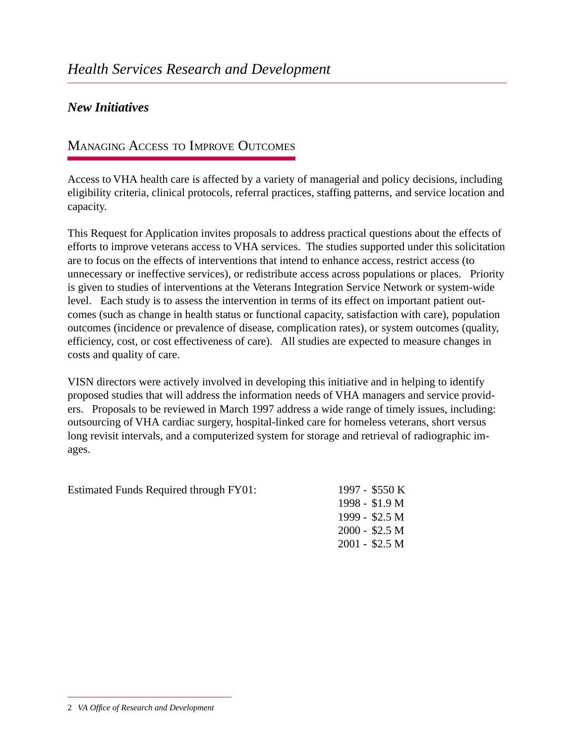*Health Services Research and Development*

## *New Initiatives*

### Managing Access to Improve Outcomes

Access to VHA health care is affected by a variety of managerial and policy decisions, including eligibility criteria, clinical protocols, referral practices, staffing patterns, and service location and capacity.

This Request for Application invites proposals to address practical questions about the effects of efforts to improve veterans access to VHA services. The studies supported under this solicitation are to focus on the effects of interventions that intend to enhance access, restrict access (to unnecessary or ineffective services), or redistribute access across populations or places. Priority is given to studies of interventions at the Veterans Integration Service Network or system-wide level. Each study is to assess the intervention in terms of its effect on important patient outcomes (such as change in health status or functional capacity, satisfaction with care), population outcomes (incidence or prevalence of disease, complication rates), or system outcomes (quality, efficiency, cost, or cost effectiveness of care). All studies are expected to measure changes in costs and quality of care.

VISN directors were actively involved in developing this initiative and in helping to identify proposed studies that will address the information needs of VHA managers and service providers. Proposals to be reviewed in March 1997 address a wide range of timely issues, including: outsourcing of VHA cardiac surgery, hospital-linked care for homeless veterans, short versus long revisit intervals, and a computerized system for storage and retrieval of radiographic images.

Estimated Funds Required through FY01:

1997 - $550 K
1998 - $1.9 M
1999 - $2.5 M
2000 - $2.5 M
2001 - $2.5 M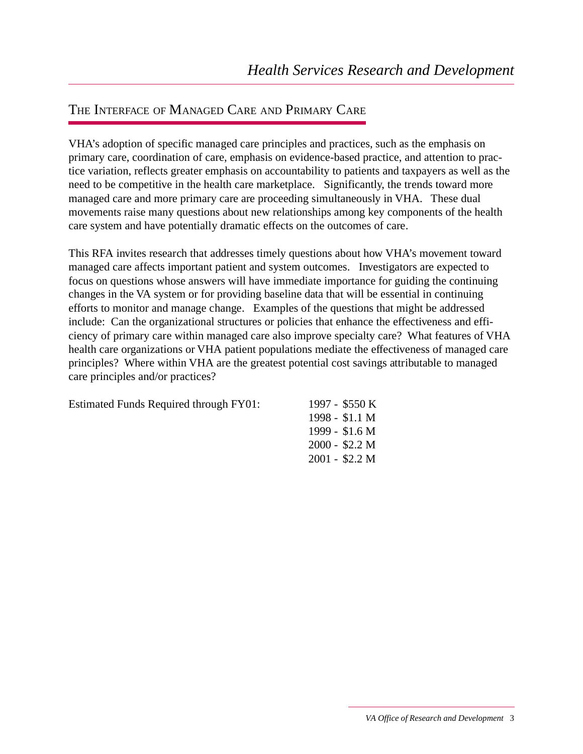## The Interface of Managed Care and Primary Care

VHA's adoption of specific managed care principles and practices, such as the emphasis on primary care, coordination of care, emphasis on evidence-based practice, and attention to practice variation, reflects greater emphasis on accountability to patients and taxpayers as well as the need to be competitive in the health care marketplace. Significantly, the trends toward more managed care and more primary care are proceeding simultaneously in VHA. These dual movements raise many questions about new relationships among key components of the health care system and have potentially dramatic effects on the outcomes of care.

This RFA invites research that addresses timely questions about how VHA's movement toward managed care affects important patient and system outcomes. Investigators are expected to focus on questions whose answers will have immediate importance for guiding the continuing changes in the VA system or for providing baseline data that will be essential in continuing efforts to monitor and manage change. Examples of the questions that might be addressed include: Can the organizational structures or policies that enhance the effectiveness and efficiency of primary care within managed care also improve specialty care? What features of VHA health care organizations or VHA patient populations mediate the effectiveness of managed care principles? Where within VHA are the greatest potential cost savings attributable to managed care principles and/or practices?

Estimated Funds Required through FY01:

1997 - $550 K
1998 - $1.1 M
1999 - $1.6 M
2000 - $2.2 M
2001 - $2.2 M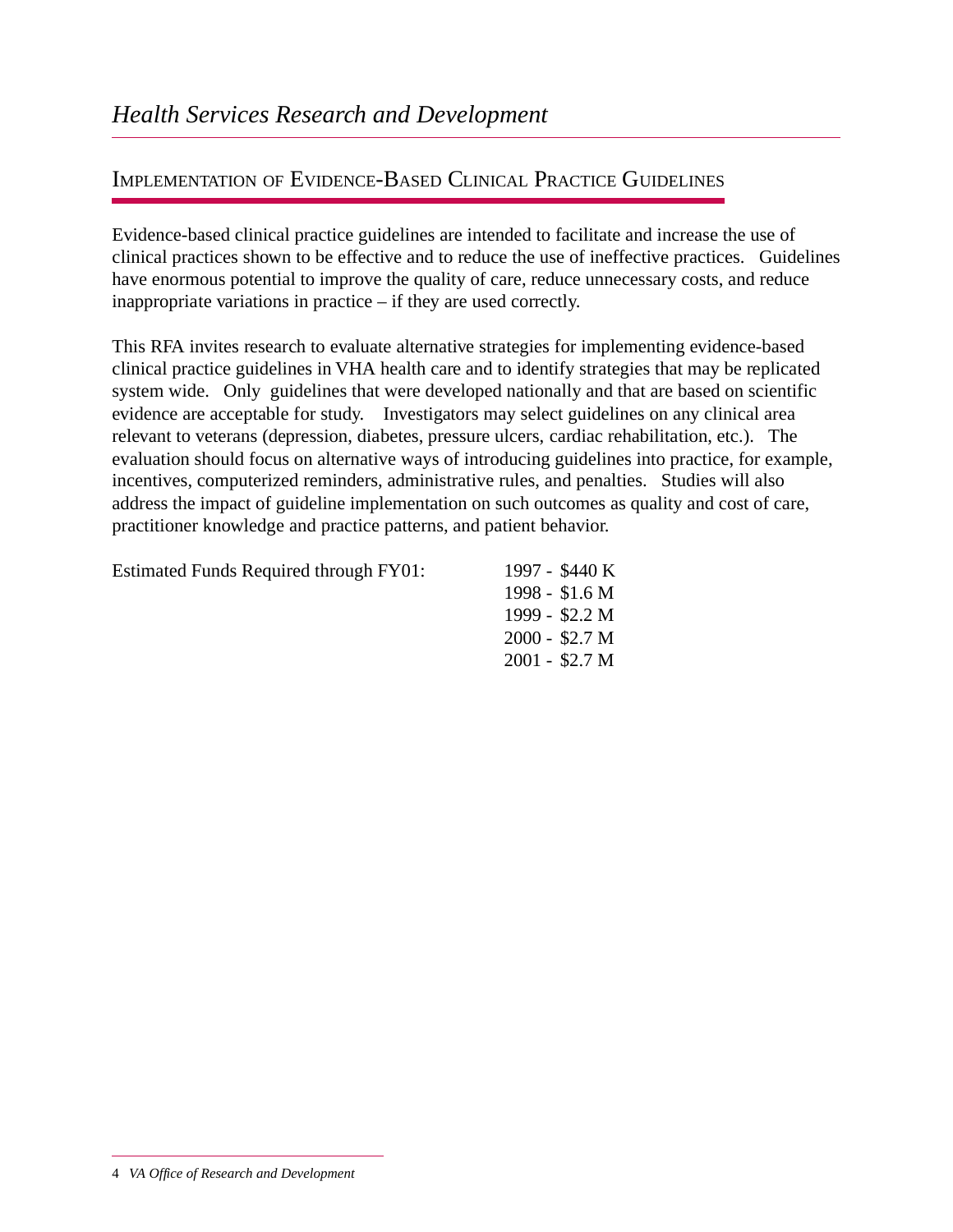## Implementation of Evidence-Based Clinical Practice Guidelines

Evidence-based clinical practice guidelines are intended to facilitate and increase the use of clinical practices shown to be effective and to reduce the use of ineffective practices. Guidelines have enormous potential to improve the quality of care, reduce unnecessary costs, and reduce inappropriate variations in practice – if they are used correctly.

This RFA invites research to evaluate alternative strategies for implementing evidence-based clinical practice guidelines in VHA health care and to identify strategies that may be replicated system wide. Only guidelines that were developed nationally and that are based on scientific evidence are acceptable for study. Investigators may select guidelines on any clinical area relevant to veterans (depression, diabetes, pressure ulcers, cardiac rehabilitation, etc.). The evaluation should focus on alternative ways of introducing guidelines into practice, for example, incentives, computerized reminders, administrative rules, and penalties. Studies will also address the impact of guideline implementation on such outcomes as quality and cost of care, practitioner knowledge and practice patterns, and patient behavior.

Estimated Funds Required through FY01:

- 1997 - $440 K
- 1998 - $1.6 M
- 1999 - $2.2 M
- 2000 - $2.7 M
- 2001 - $2.7 M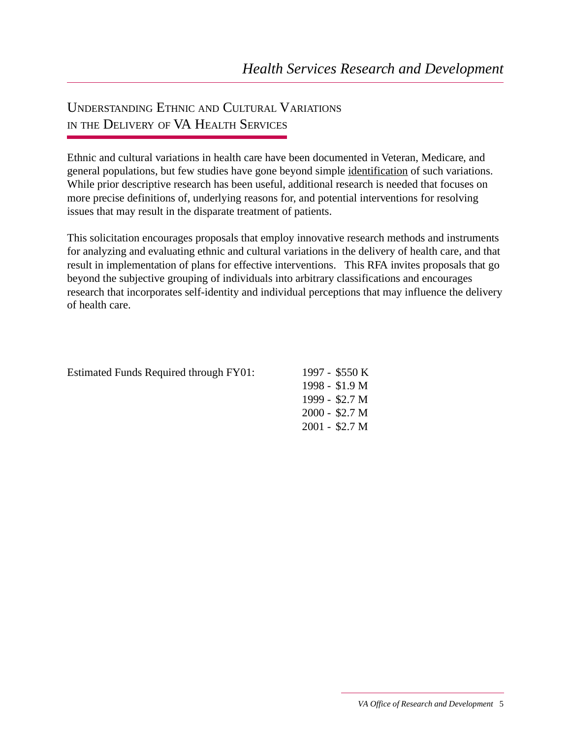## Understanding Ethnic and Cultural Variations in the Delivery of VA Health Services

Ethnic and cultural variations in health care have been documented in Veteran, Medicare, and general populations, but few studies have gone beyond simple identification of such variations. While prior descriptive research has been useful, additional research is needed that focuses on more precise definitions of, underlying reasons for, and potential interventions for resolving issues that may result in the disparate treatment of patients.

This solicitation encourages proposals that employ innovative research methods and instruments for analyzing and evaluating ethnic and cultural variations in the delivery of health care, and that result in implementation of plans for effective interventions. This RFA invites proposals that go beyond the subjective grouping of individuals into arbitrary classifications and encourages research that incorporates self-identity and individual perceptions that may influence the delivery of health care.

Estimated Funds Required through FY01:

1997 - $550 K
1998 - $1.9 M
1999 - $2.7 M
2000 - $2.7 M
2001 - $2.7 M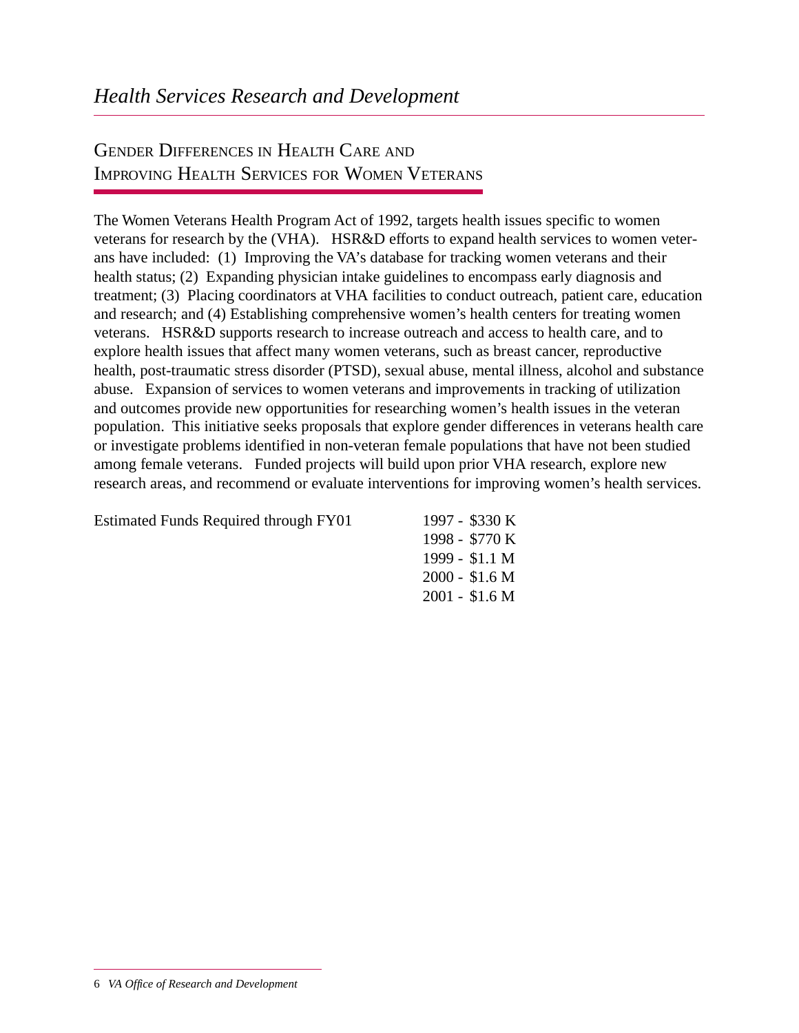## Gender Differences in Health Care and Improving Health Services for Women Veterans

The Women Veterans Health Program Act of 1992, targets health issues specific to women veterans for research by the (VHA). HSR&D efforts to expand health services to women veterans have included: (1) Improving the VA's database for tracking women veterans and their health status; (2) Expanding physician intake guidelines to encompass early diagnosis and treatment; (3) Placing coordinators at VHA facilities to conduct outreach, patient care, education and research; and (4) Establishing comprehensive women's health centers for treating women veterans. HSR&D supports research to increase outreach and access to health care, and to explore health issues that affect many women veterans, such as breast cancer, reproductive health, post-traumatic stress disorder (PTSD), sexual abuse, mental illness, alcohol and substance abuse. Expansion of services to women veterans and improvements in tracking of utilization and outcomes provide new opportunities for researching women's health issues in the veteran population. This initiative seeks proposals that explore gender differences in veterans health care or investigate problems identified in non-veteran female populations that have not been studied among female veterans. Funded projects will build upon prior VHA research, explore new research areas, and recommend or evaluate interventions for improving women's health services.

Estimated Funds Required through FY01

1997 - $330 K
1998 - $770 K
1999 - $1.1 M
2000 - $1.6 M
2001 - $1.6 M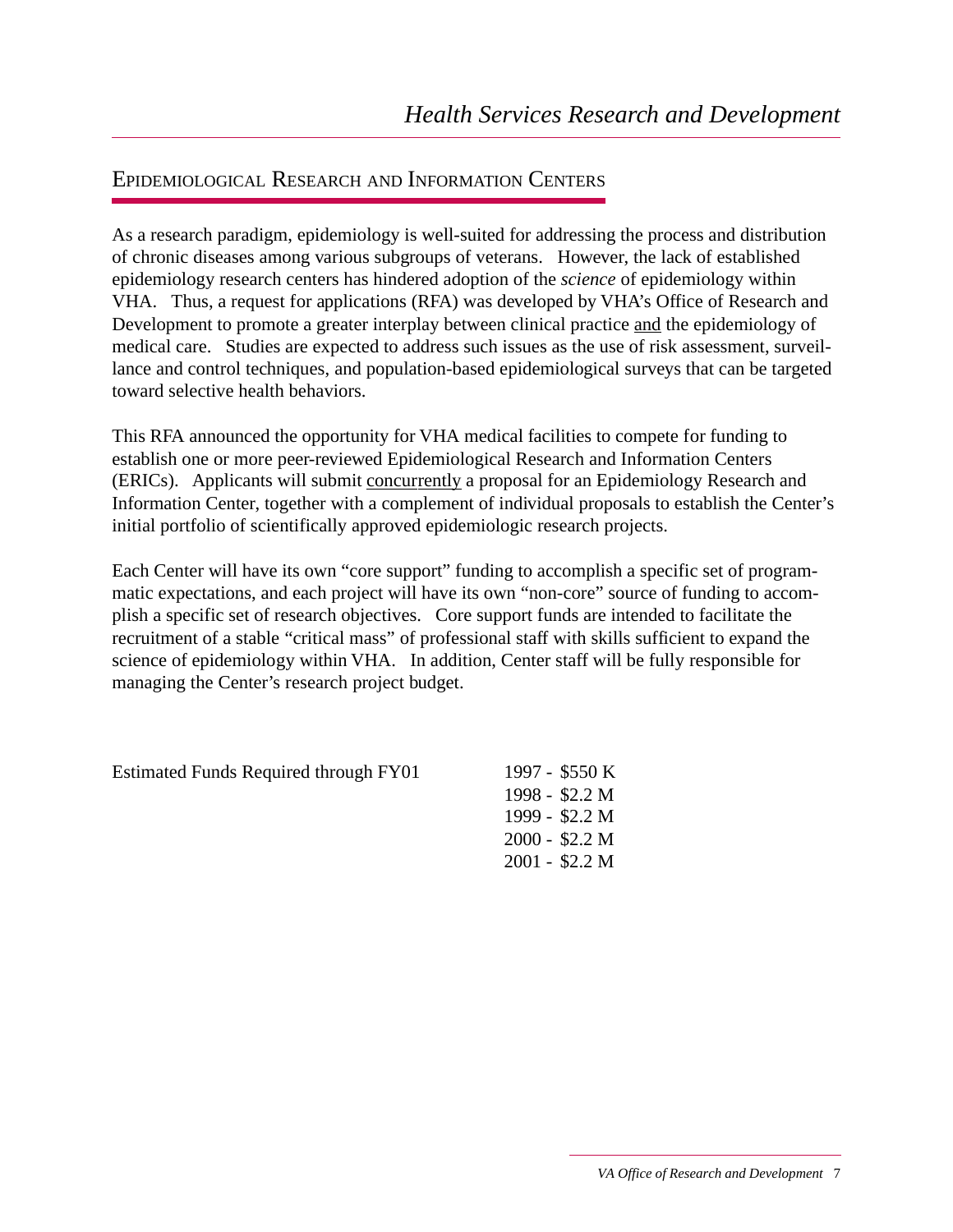## Epidemiological Research and Information Centers

As a research paradigm, epidemiology is well-suited for addressing the process and distribution of chronic diseases among various subgroups of veterans. However, the lack of established epidemiology research centers has hindered adoption of the *science* of epidemiology within VHA. Thus, a request for applications (RFA) was developed by VHA's Office of Research and Development to promote a greater interplay between clinical practice <u>and</u> the epidemiology of medical care. Studies are expected to address such issues as the use of risk assessment, surveillance and control techniques, and population-based epidemiological surveys that can be targeted toward selective health behaviors.

This RFA announced the opportunity for VHA medical facilities to compete for funding to establish one or more peer-reviewed Epidemiological Research and Information Centers (ERICs). Applicants will submit <u>concurrently</u> a proposal for an Epidemiology Research and Information Center, together with a complement of individual proposals to establish the Center's initial portfolio of scientifically approved epidemiologic research projects.

Each Center will have its own "core support" funding to accomplish a specific set of programmatic expectations, and each project will have its own "non-core" source of funding to accomplish a specific set of research objectives. Core support funds are intended to facilitate the recruitment of a stable "critical mass" of professional staff with skills sufficient to expand the science of epidemiology within VHA. In addition, Center staff will be fully responsible for managing the Center's research project budget.

| Estimated Funds Required through FY01 | |
|---|---|
| | 1997 - $550 K |
| | 1998 - $2.2 M |
| | 1999 - $2.2 M |
| | 2000 - $2.2 M |
| | 2001 - $2.2 M |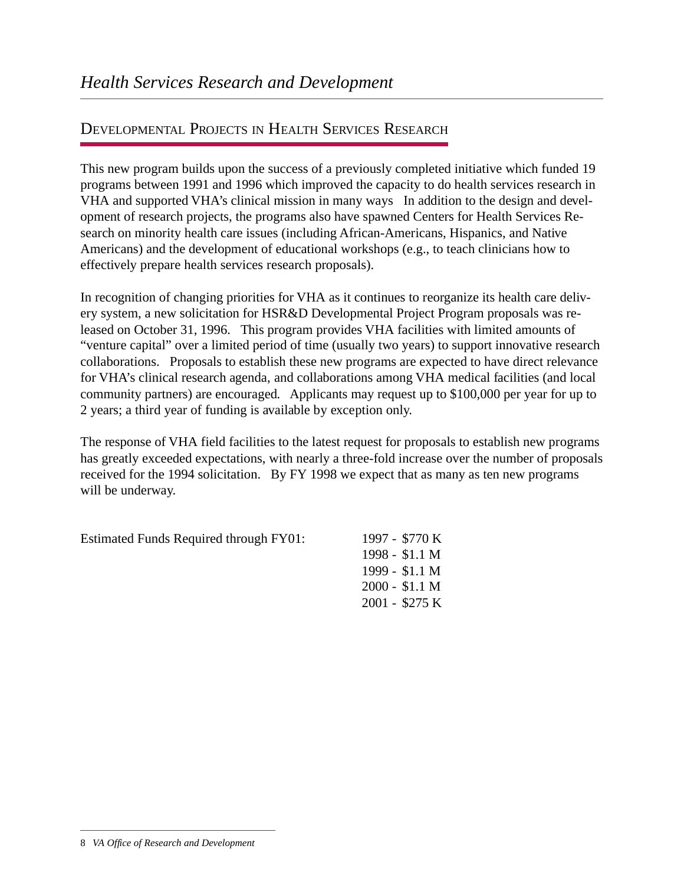## Developmental Projects in Health Services Research

This new program builds upon the success of a previously completed initiative which funded 19 programs between 1991 and 1996 which improved the capacity to do health services research in VHA and supported VHA's clinical mission in many ways  In addition to the design and development of research projects, the programs also have spawned Centers for Health Services Research on minority health care issues (including African-Americans, Hispanics, and Native Americans) and the development of educational workshops (e.g., to teach clinicians how to effectively prepare health services research proposals).

In recognition of changing priorities for VHA as it continues to reorganize its health care delivery system, a new solicitation for HSR&D Developmental Project Program proposals was released on October 31, 1996.  This program provides VHA facilities with limited amounts of "venture capital" over a limited period of time (usually two years) to support innovative research collaborations.  Proposals to establish these new programs are expected to have direct relevance for VHA's clinical research agenda, and collaborations among VHA medical facilities (and local community partners) are encouraged.  Applicants may request up to $100,000 per year for up to 2 years; a third year of funding is available by exception only.

The response of VHA field facilities to the latest request for proposals to establish new programs has greatly exceeded expectations, with nearly a three-fold increase over the number of proposals received for the 1994 solicitation.  By FY 1998 we expect that as many as ten new programs will be underway.

Estimated Funds Required through FY01:

1997 - $770 K
1998 - $1.1 M
1999 - $1.1 M
2000 - $1.1 M
2001 - $275 K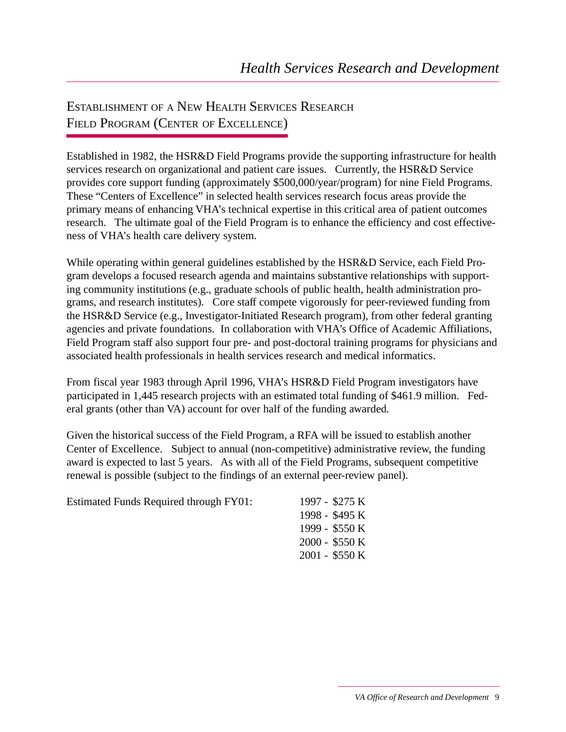## Establishment of a New Health Services Research Field Program (Center of Excellence)

Established in 1982, the HSR&D Field Programs provide the supporting infrastructure for health services research on organizational and patient care issues. Currently, the HSR&D Service provides core support funding (approximately $500,000/year/program) for nine Field Programs. These "Centers of Excellence" in selected health services research focus areas provide the primary means of enhancing VHA's technical expertise in this critical area of patient outcomes research. The ultimate goal of the Field Program is to enhance the efficiency and cost effectiveness of VHA's health care delivery system.

While operating within general guidelines established by the HSR&D Service, each Field Program develops a focused research agenda and maintains substantive relationships with supporting community institutions (e.g., graduate schools of public health, health administration programs, and research institutes). Core staff compete vigorously for peer-reviewed funding from the HSR&D Service (e.g., Investigator-Initiated Research program), from other federal granting agencies and private foundations. In collaboration with VHA's Office of Academic Affiliations, Field Program staff also support four pre- and post-doctoral training programs for physicians and associated health professionals in health services research and medical informatics.

From fiscal year 1983 through April 1996, VHA's HSR&D Field Program investigators have participated in 1,445 research projects with an estimated total funding of $461.9 million. Federal grants (other than VA) account for over half of the funding awarded.

Given the historical success of the Field Program, a RFA will be issued to establish another Center of Excellence. Subject to annual (non-competitive) administrative review, the funding award is expected to last 5 years. As with all of the Field Programs, subsequent competitive renewal is possible (subject to the findings of an external peer-review panel).

Estimated Funds Required through FY01:

- 1997 - $275 K
- 1998 - $495 K
- 1999 - $550 K
- 2000 - $550 K
- 2001 - $550 K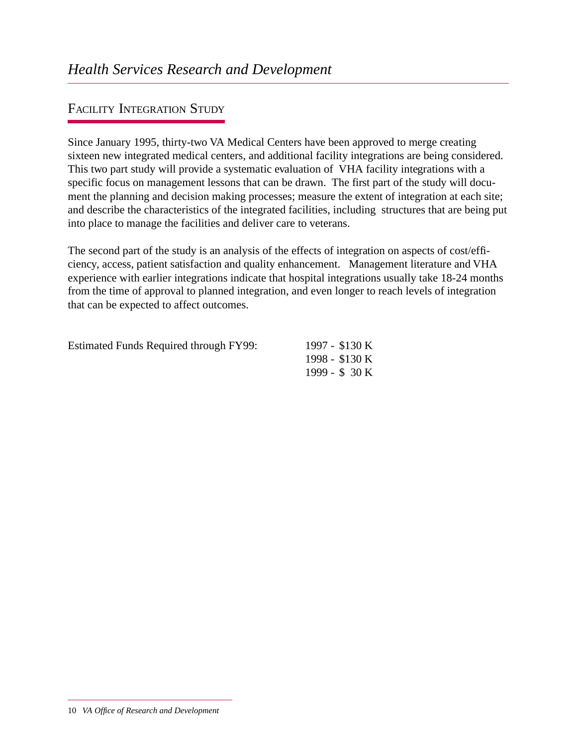## FACILITY INTEGRATION STUDY

Since January 1995, thirty-two VA Medical Centers have been approved to merge creating sixteen new integrated medical centers, and additional facility integrations are being considered. This two part study will provide a systematic evaluation of VHA facility integrations with a specific focus on management lessons that can be drawn. The first part of the study will document the planning and decision making processes; measure the extent of integration at each site; and describe the characteristics of the integrated facilities, including structures that are being put into place to manage the facilities and deliver care to veterans.

The second part of the study is an analysis of the effects of integration on aspects of cost/efficiency, access, patient satisfaction and quality enhancement. Management literature and VHA experience with earlier integrations indicate that hospital integrations usually take 18-24 months from the time of approval to planned integration, and even longer to reach levels of integration that can be expected to affect outcomes.

| Estimated Funds Required through FY99: | 1997 - $130 K |
| --- | --- |
| | 1998 - $130 K |
| | 1999 - $ 30 K |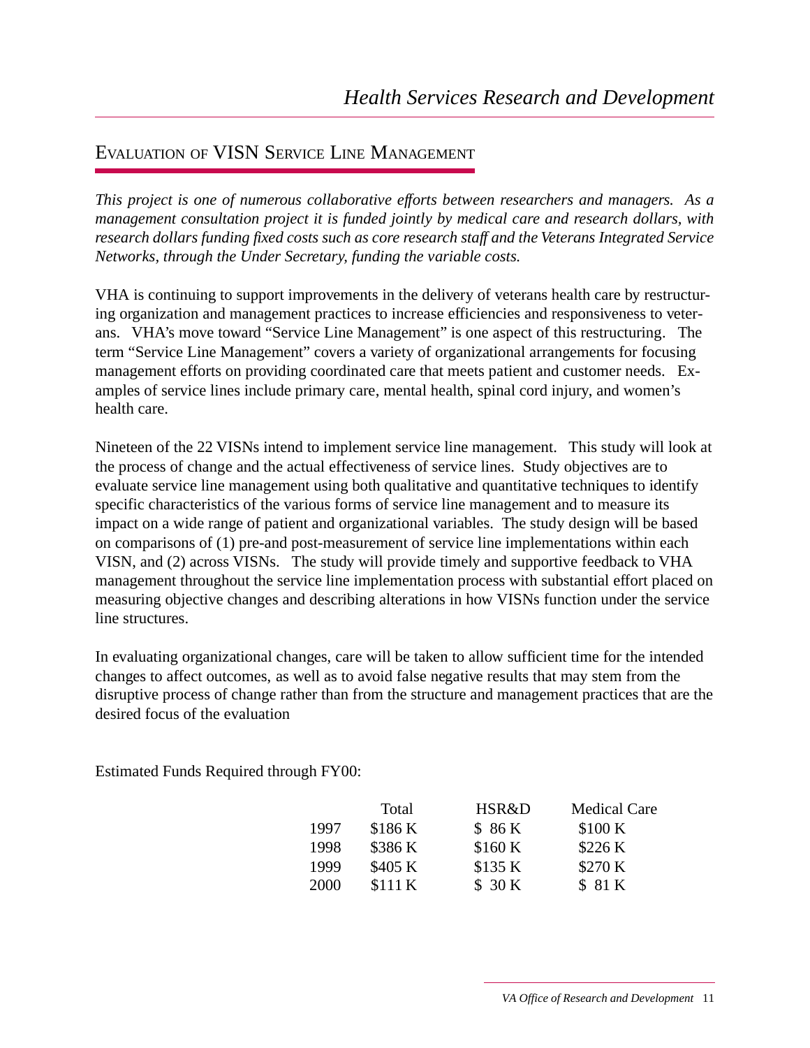## Evaluation of VISN Service Line Management

*This project is one of numerous collaborative efforts between researchers and managers. As a management consultation project it is funded jointly by medical care and research dollars, with research dollars funding fixed costs such as core research staff and the Veterans Integrated Service Networks, through the Under Secretary, funding the variable costs.*

VHA is continuing to support improvements in the delivery of veterans health care by restructuring organization and management practices to increase efficiencies and responsiveness to veterans. VHA's move toward "Service Line Management" is one aspect of this restructuring. The term "Service Line Management" covers a variety of organizational arrangements for focusing management efforts on providing coordinated care that meets patient and customer needs. Examples of service lines include primary care, mental health, spinal cord injury, and women's health care.

Nineteen of the 22 VISNs intend to implement service line management. This study will look at the process of change and the actual effectiveness of service lines. Study objectives are to evaluate service line management using both qualitative and quantitative techniques to identify specific characteristics of the various forms of service line management and to measure its impact on a wide range of patient and organizational variables. The study design will be based on comparisons of (1) pre-and post-measurement of service line implementations within each VISN, and (2) across VISNs. The study will provide timely and supportive feedback to VHA management throughout the service line implementation process with substantial effort placed on measuring objective changes and describing alterations in how VISNs function under the service line structures.

In evaluating organizational changes, care will be taken to allow sufficient time for the intended changes to affect outcomes, as well as to avoid false negative results that may stem from the disruptive process of change rather than from the structure and management practices that are the desired focus of the evaluation

Estimated Funds Required through FY00:

| | Total | HSR&D | Medical Care |
|---|---|---|---|
| 1997 | $186 K | $ 86 K | $100 K |
| 1998 | $386 K | $160 K | $226 K |
| 1999 | $405 K | $135 K | $270 K |
| 2000 | $111 K | $ 30 K | $ 81 K |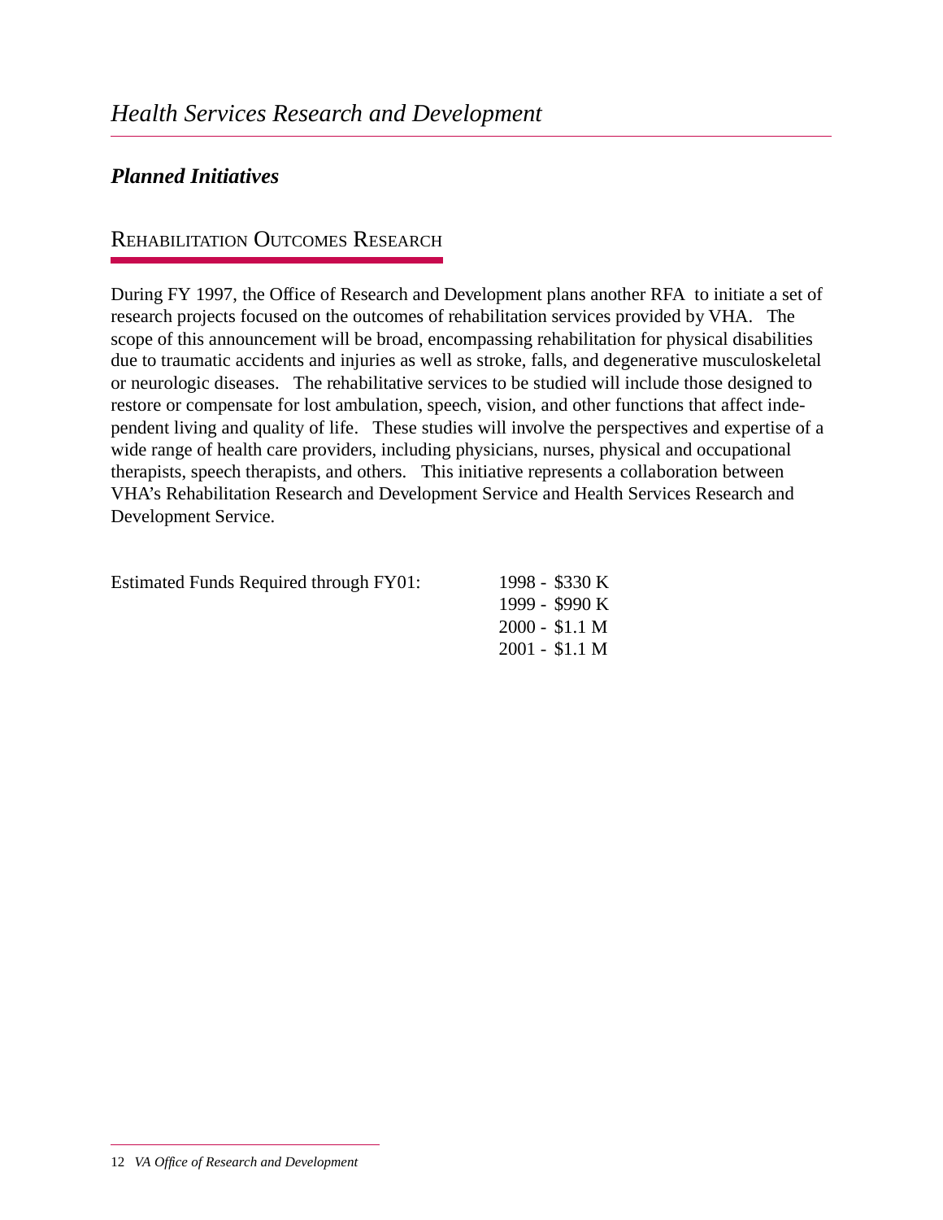# Health Services Research and Development

## *Planned Initiatives*

### Rehabilitation Outcomes Research

During FY 1997, the Office of Research and Development plans another RFA to initiate a set of research projects focused on the outcomes of rehabilitation services provided by VHA. The scope of this announcement will be broad, encompassing rehabilitation for physical disabilities due to traumatic accidents and injuries as well as stroke, falls, and degenerative musculoskeletal or neurologic diseases. The rehabilitative services to be studied will include those designed to restore or compensate for lost ambulation, speech, vision, and other functions that affect independent living and quality of life. These studies will involve the perspectives and expertise of a wide range of health care providers, including physicians, nurses, physical and occupational therapists, speech therapists, and others. This initiative represents a collaboration between VHA's Rehabilitation Research and Development Service and Health Services Research and Development Service.

| Estimated Funds Required through FY01: | |
|---|---|
| | 1998 - $330 K |
| | 1999 - $990 K |
| | 2000 - $1.1 M |
| | 2001 - $1.1 M |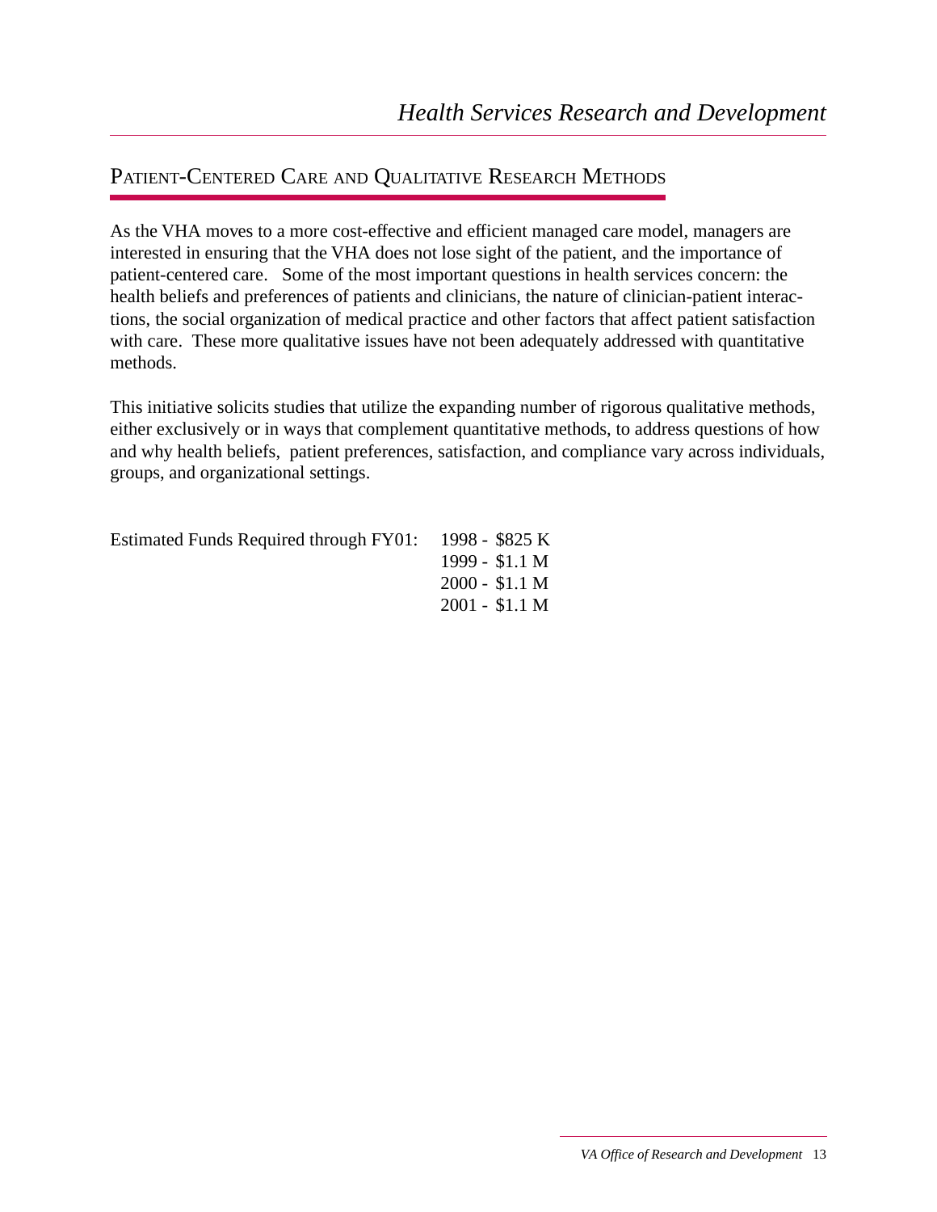## Patient-Centered Care and Qualitative Research Methods

As the VHA moves to a more cost-effective and efficient managed care model, managers are interested in ensuring that the VHA does not lose sight of the patient, and the importance of patient-centered care. Some of the most important questions in health services concern: the health beliefs and preferences of patients and clinicians, the nature of clinician-patient interactions, the social organization of medical practice and other factors that affect patient satisfaction with care. These more qualitative issues have not been adequately addressed with quantitative methods.

This initiative solicits studies that utilize the expanding number of rigorous qualitative methods, either exclusively or in ways that complement quantitative methods, to address questions of how and why health beliefs, patient preferences, satisfaction, and compliance vary across individuals, groups, and organizational settings.

Estimated Funds Required through FY01:

- 1998 - $825 K
- 1999 - $1.1 M
- 2000 - $1.1 M
- 2001 - $1.1 M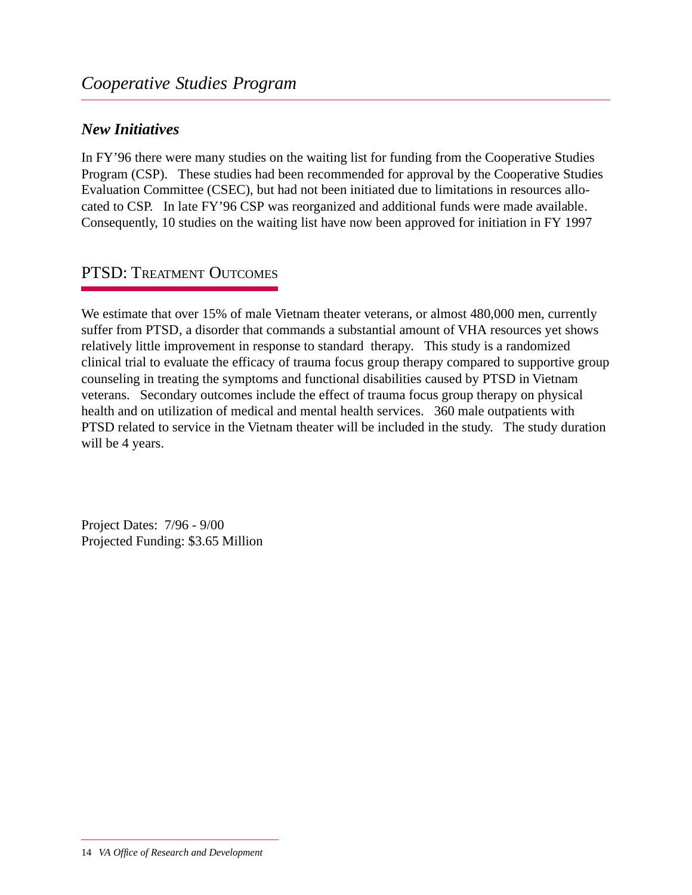# Cooperative Studies Program

## *New Initiatives*

In FY'96 there were many studies on the waiting list for funding from the Cooperative Studies Program (CSP). These studies had been recommended for approval by the Cooperative Studies Evaluation Committee (CSEC), but had not been initiated due to limitations in resources allocated to CSP. In late FY'96 CSP was reorganized and additional funds were made available. Consequently, 10 studies on the waiting list have now been approved for initiation in FY 1997

## PTSD: Treatment Outcomes

We estimate that over 15% of male Vietnam theater veterans, or almost 480,000 men, currently suffer from PTSD, a disorder that commands a substantial amount of VHA resources yet shows relatively little improvement in response to standard therapy. This study is a randomized clinical trial to evaluate the efficacy of trauma focus group therapy compared to supportive group counseling in treating the symptoms and functional disabilities caused by PTSD in Vietnam veterans. Secondary outcomes include the effect of trauma focus group therapy on physical health and on utilization of medical and mental health services. 360 male outpatients with PTSD related to service in the Vietnam theater will be included in the study. The study duration will be 4 years.

Project Dates: 7/96 - 9/00
Projected Funding: $3.65 Million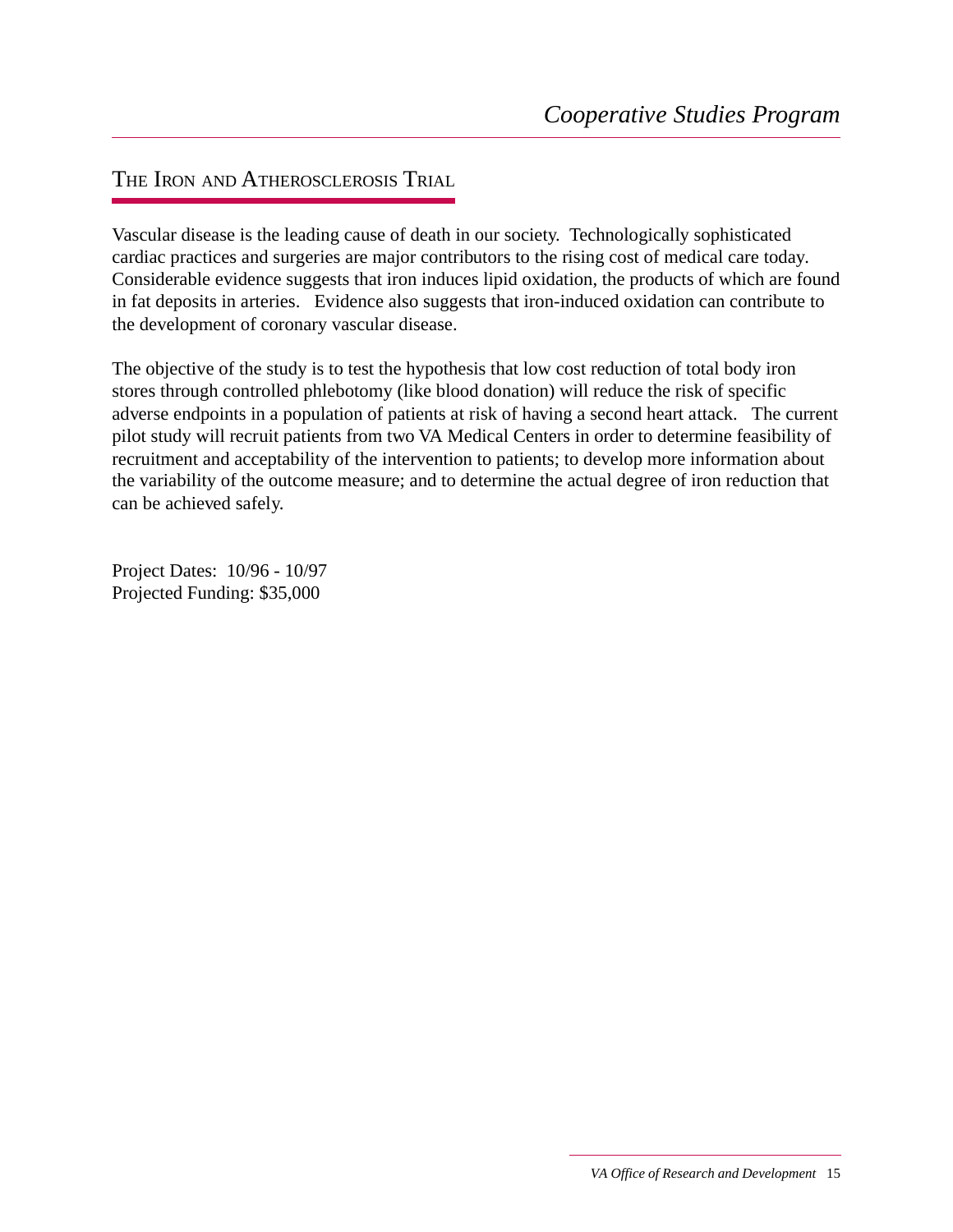## The Iron and Atherosclerosis Trial

Vascular disease is the leading cause of death in our society. Technologically sophisticated cardiac practices and surgeries are major contributors to the rising cost of medical care today. Considerable evidence suggests that iron induces lipid oxidation, the products of which are found in fat deposits in arteries. Evidence also suggests that iron-induced oxidation can contribute to the development of coronary vascular disease.

The objective of the study is to test the hypothesis that low cost reduction of total body iron stores through controlled phlebotomy (like blood donation) will reduce the risk of specific adverse endpoints in a population of patients at risk of having a second heart attack. The current pilot study will recruit patients from two VA Medical Centers in order to determine feasibility of recruitment and acceptability of the intervention to patients; to develop more information about the variability of the outcome measure; and to determine the actual degree of iron reduction that can be achieved safely.

Project Dates: 10/96 - 10/97
Projected Funding: $35,000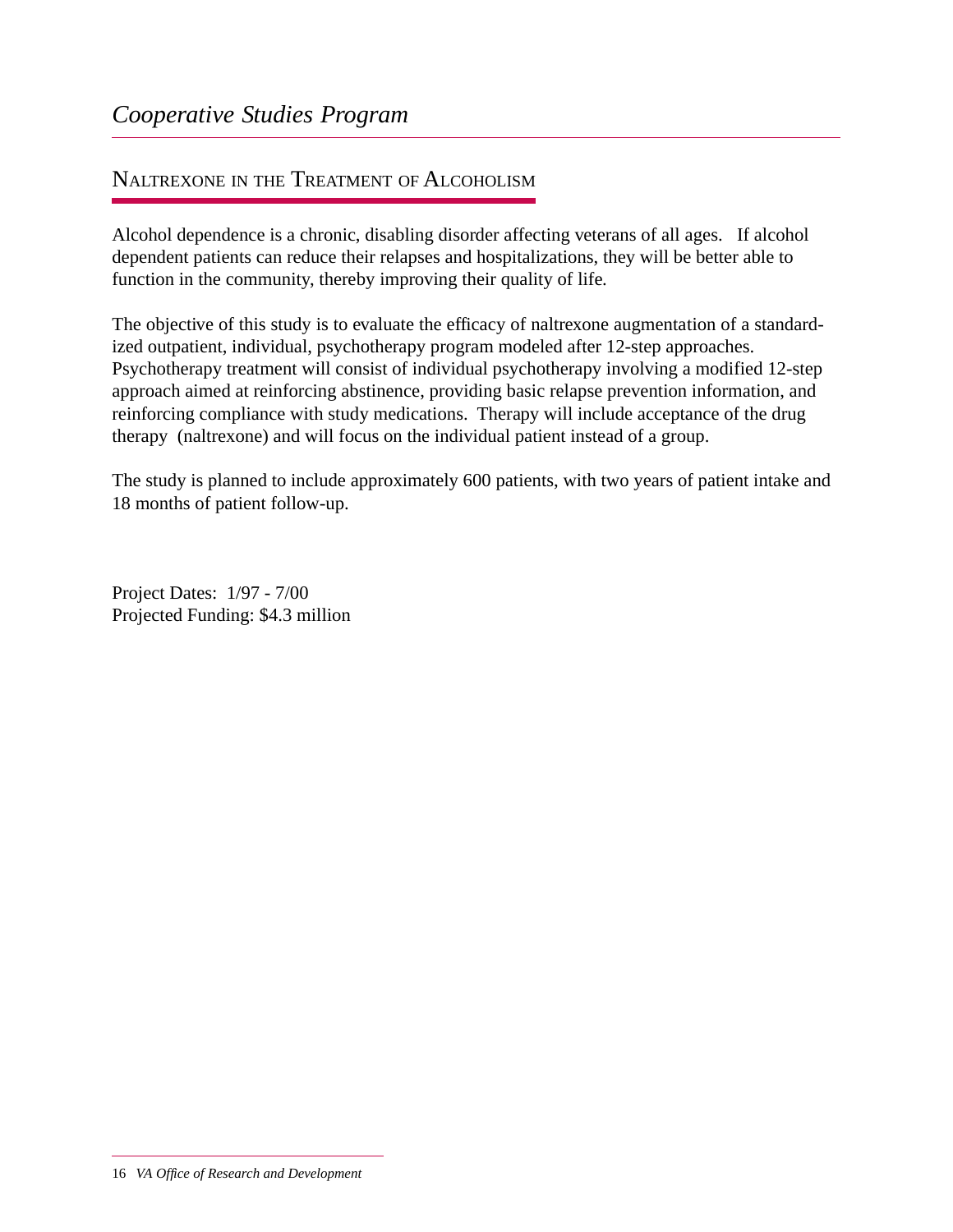## Naltrexone in the Treatment of Alcoholism

Alcohol dependence is a chronic, disabling disorder affecting veterans of all ages. If alcohol dependent patients can reduce their relapses and hospitalizations, they will be better able to function in the community, thereby improving their quality of life.

The objective of this study is to evaluate the efficacy of naltrexone augmentation of a standardized outpatient, individual, psychotherapy program modeled after 12-step approaches. Psychotherapy treatment will consist of individual psychotherapy involving a modified 12-step approach aimed at reinforcing abstinence, providing basic relapse prevention information, and reinforcing compliance with study medications. Therapy will include acceptance of the drug therapy (naltrexone) and will focus on the individual patient instead of a group.

The study is planned to include approximately 600 patients, with two years of patient intake and 18 months of patient follow-up.

Project Dates: 1/97 - 7/00
Projected Funding: $4.3 million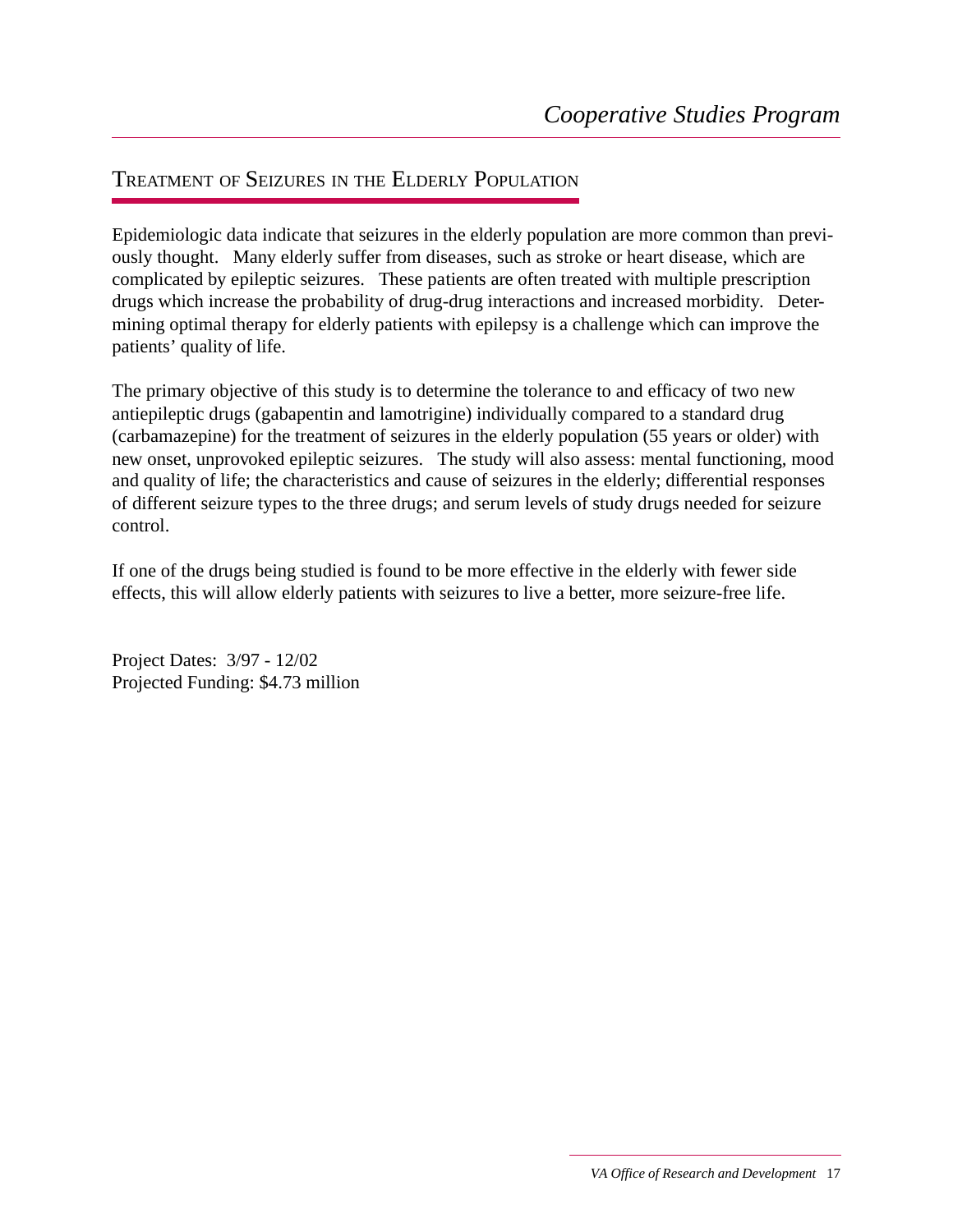## Treatment of Seizures in the Elderly Population

Epidemiologic data indicate that seizures in the elderly population are more common than previously thought. Many elderly suffer from diseases, such as stroke or heart disease, which are complicated by epileptic seizures. These patients are often treated with multiple prescription drugs which increase the probability of drug-drug interactions and increased morbidity. Determining optimal therapy for elderly patients with epilepsy is a challenge which can improve the patients' quality of life.

The primary objective of this study is to determine the tolerance to and efficacy of two new antiepileptic drugs (gabapentin and lamotrigine) individually compared to a standard drug (carbamazepine) for the treatment of seizures in the elderly population (55 years or older) with new onset, unprovoked epileptic seizures. The study will also assess: mental functioning, mood and quality of life; the characteristics and cause of seizures in the elderly; differential responses of different seizure types to the three drugs; and serum levels of study drugs needed for seizure control.

If one of the drugs being studied is found to be more effective in the elderly with fewer side effects, this will allow elderly patients with seizures to live a better, more seizure-free life.

Project Dates: 3/97 - 12/02
Projected Funding: $4.73 million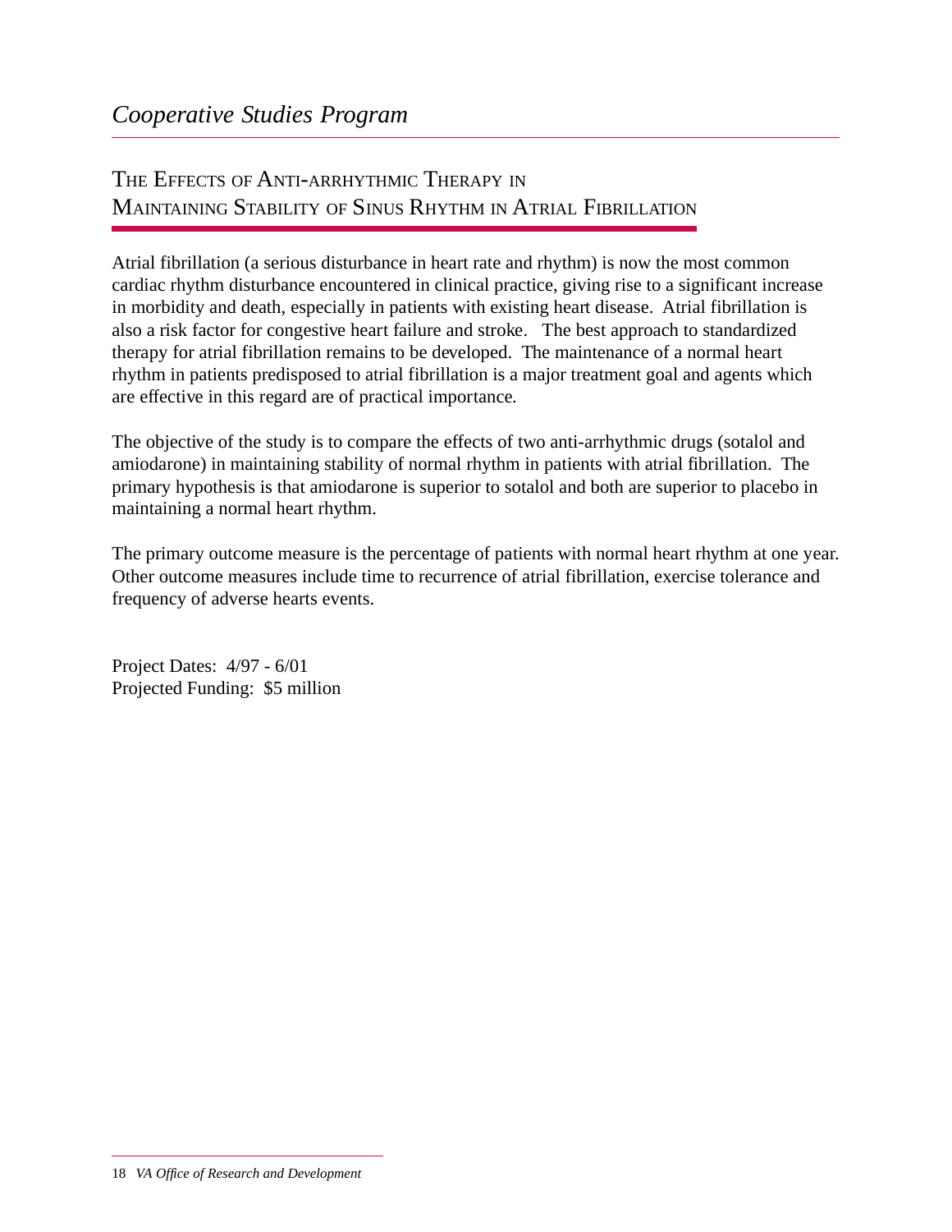*Cooperative Studies Program*

## The Effects of Anti-arrhythmic Therapy in Maintaining Stability of Sinus Rhythm in Atrial Fibrillation

Atrial fibrillation (a serious disturbance in heart rate and rhythm) is now the most common cardiac rhythm disturbance encountered in clinical practice, giving rise to a significant increase in morbidity and death, especially in patients with existing heart disease. Atrial fibrillation is also a risk factor for congestive heart failure and stroke. The best approach to standardized therapy for atrial fibrillation remains to be developed. The maintenance of a normal heart rhythm in patients predisposed to atrial fibrillation is a major treatment goal and agents which are effective in this regard are of practical importance.

The objective of the study is to compare the effects of two anti-arrhythmic drugs (sotalol and amiodarone) in maintaining stability of normal rhythm in patients with atrial fibrillation. The primary hypothesis is that amiodarone is superior to sotalol and both are superior to placebo in maintaining a normal heart rhythm.

The primary outcome measure is the percentage of patients with normal heart rhythm at one year. Other outcome measures include time to recurrence of atrial fibrillation, exercise tolerance and frequency of adverse hearts events.

Project Dates: 4/97 - 6/01
Projected Funding: $5 million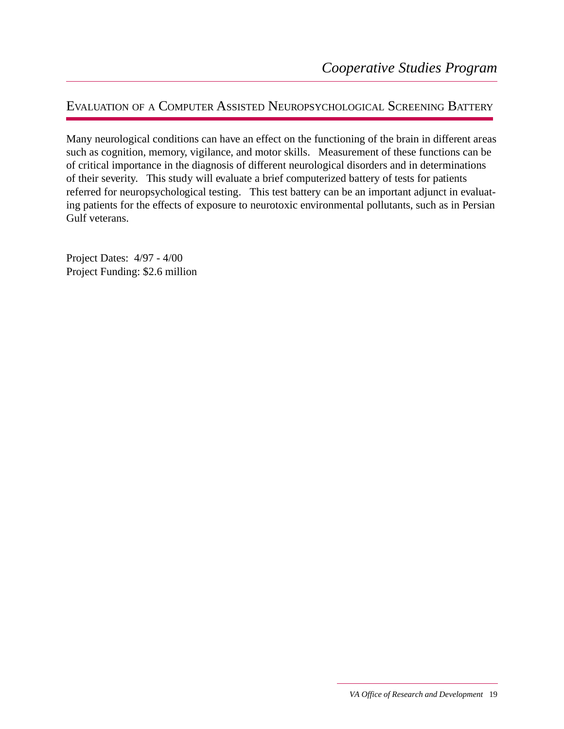## Evaluation of a Computer Assisted Neuropsychological Screening Battery

Many neurological conditions can have an effect on the functioning of the brain in different areas such as cognition, memory, vigilance, and motor skills. Measurement of these functions can be of critical importance in the diagnosis of different neurological disorders and in determinations of their severity. This study will evaluate a brief computerized battery of tests for patients referred for neuropsychological testing. This test battery can be an important adjunct in evaluating patients for the effects of exposure to neurotoxic environmental pollutants, such as in Persian Gulf veterans.

Project Dates: 4/97 - 4/00
Project Funding: $2.6 million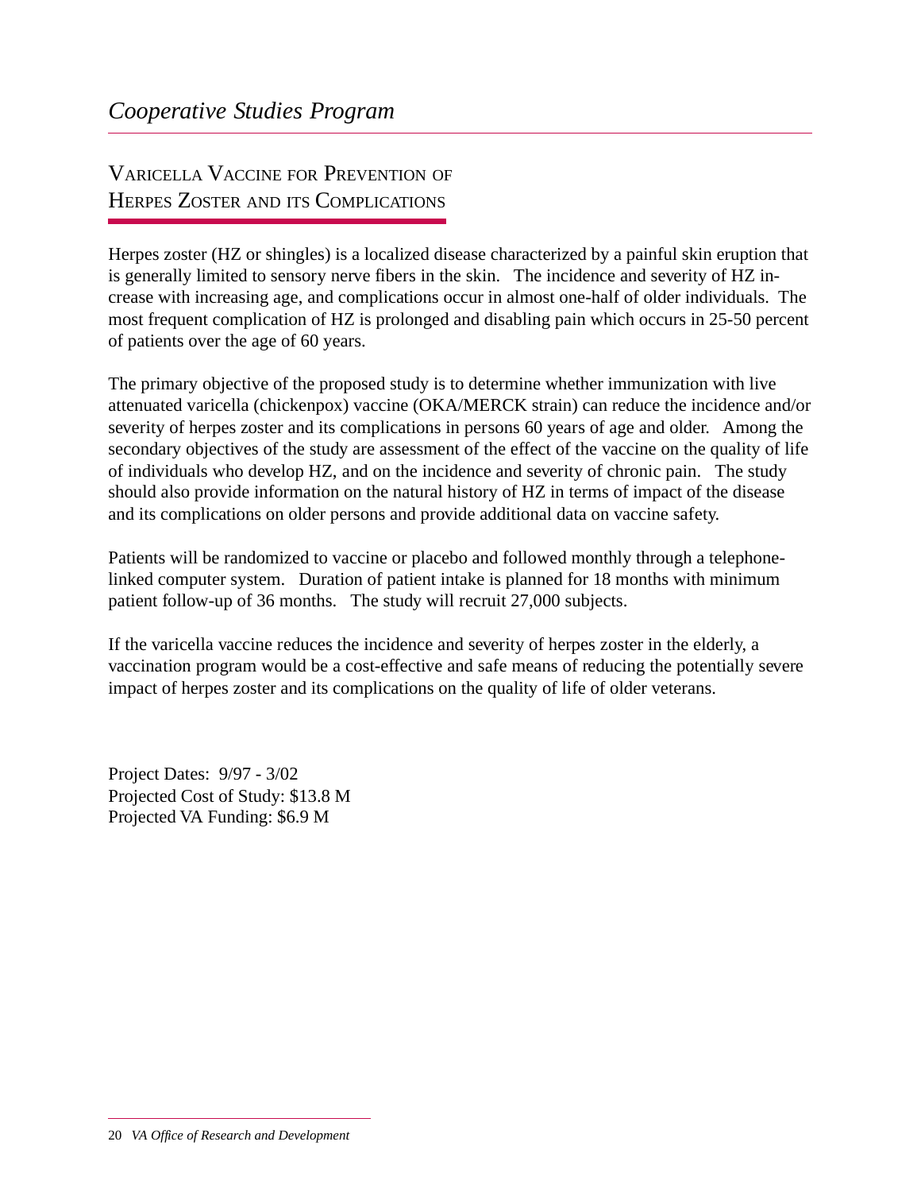## Varicella Vaccine for Prevention of Herpes Zoster and its Complications

Herpes zoster (HZ or shingles) is a localized disease characterized by a painful skin eruption that is generally limited to sensory nerve fibers in the skin. The incidence and severity of HZ increase with increasing age, and complications occur in almost one-half of older individuals. The most frequent complication of HZ is prolonged and disabling pain which occurs in 25-50 percent of patients over the age of 60 years.

The primary objective of the proposed study is to determine whether immunization with live attenuated varicella (chickenpox) vaccine (OKA/MERCK strain) can reduce the incidence and/or severity of herpes zoster and its complications in persons 60 years of age and older. Among the secondary objectives of the study are assessment of the effect of the vaccine on the quality of life of individuals who develop HZ, and on the incidence and severity of chronic pain. The study should also provide information on the natural history of HZ in terms of impact of the disease and its complications on older persons and provide additional data on vaccine safety.

Patients will be randomized to vaccine or placebo and followed monthly through a telephone-linked computer system. Duration of patient intake is planned for 18 months with minimum patient follow-up of 36 months. The study will recruit 27,000 subjects.

If the varicella vaccine reduces the incidence and severity of herpes zoster in the elderly, a vaccination program would be a cost-effective and safe means of reducing the potentially severe impact of herpes zoster and its complications on the quality of life of older veterans.

Project Dates: 9/97 - 3/02
Projected Cost of Study: $13.8 M
Projected VA Funding: $6.9 M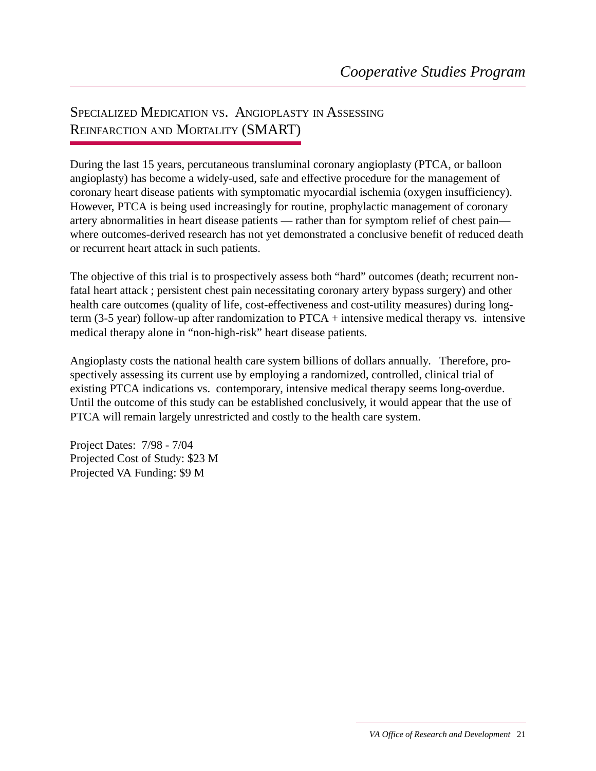## Specialized Medication vs. Angioplasty in Assessing Reinfarction and Mortality (SMART)

During the last 15 years, percutaneous transluminal coronary angioplasty (PTCA, or balloon angioplasty) has become a widely-used, safe and effective procedure for the management of coronary heart disease patients with symptomatic myocardial ischemia (oxygen insufficiency). However, PTCA is being used increasingly for routine, prophylactic management of coronary artery abnormalities in heart disease patients — rather than for symptom relief of chest pain— where outcomes-derived research has not yet demonstrated a conclusive benefit of reduced death or recurrent heart attack in such patients.

The objective of this trial is to prospectively assess both "hard" outcomes (death; recurrent non-fatal heart attack ; persistent chest pain necessitating coronary artery bypass surgery) and other health care outcomes (quality of life, cost-effectiveness and cost-utility measures) during long-term (3-5 year) follow-up after randomization to PTCA + intensive medical therapy vs. intensive medical therapy alone in "non-high-risk" heart disease patients.

Angioplasty costs the national health care system billions of dollars annually. Therefore, prospectively assessing its current use by employing a randomized, controlled, clinical trial of existing PTCA indications vs. contemporary, intensive medical therapy seems long-overdue. Until the outcome of this study can be established conclusively, it would appear that the use of PTCA will remain largely unrestricted and costly to the health care system.

Project Dates: 7/98 - 7/04
Projected Cost of Study: $23 M
Projected VA Funding: $9 M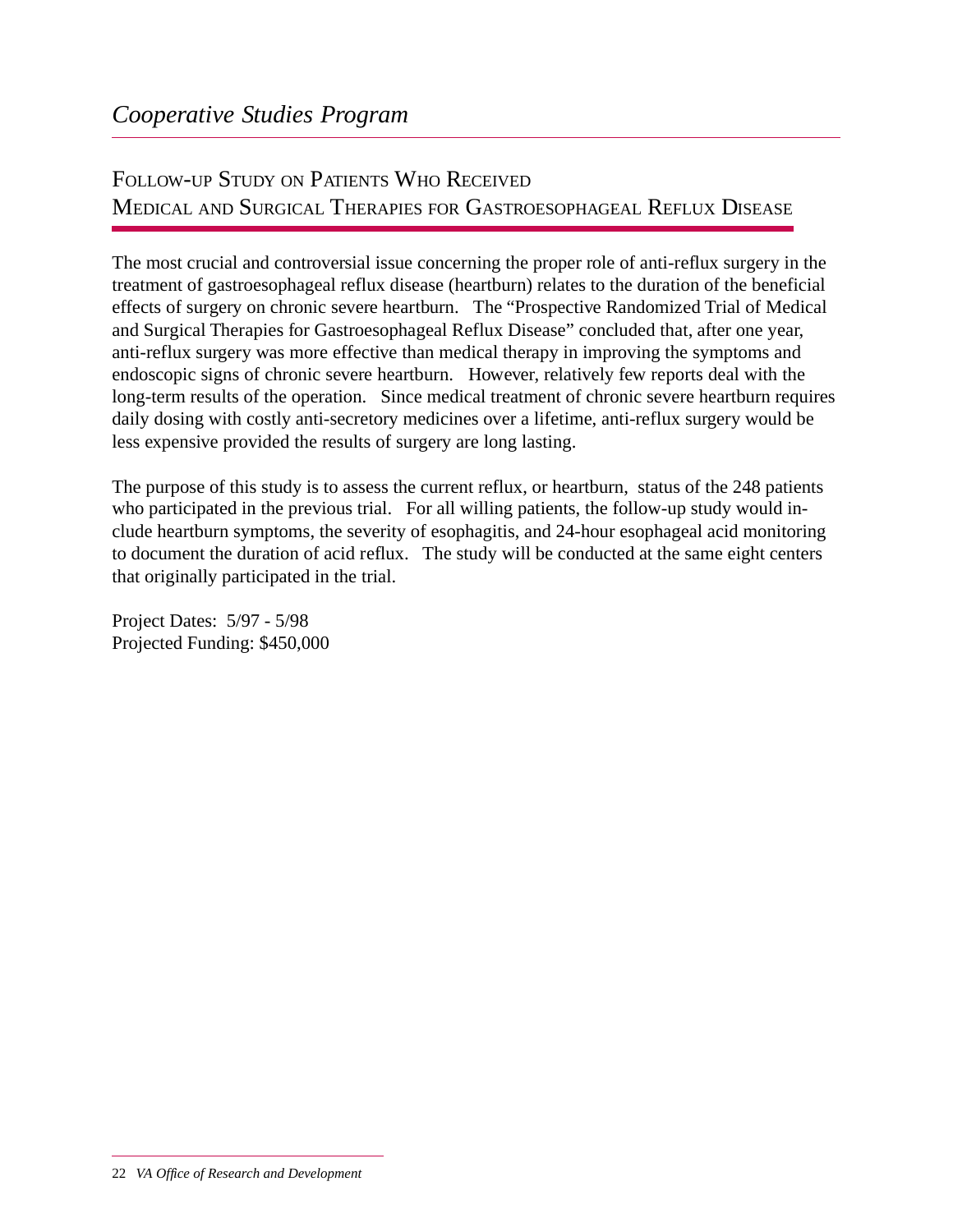## Follow-up Study on Patients Who Received Medical and Surgical Therapies for Gastroesophageal Reflux Disease

The most crucial and controversial issue concerning the proper role of anti-reflux surgery in the treatment of gastroesophageal reflux disease (heartburn) relates to the duration of the beneficial effects of surgery on chronic severe heartburn. The "Prospective Randomized Trial of Medical and Surgical Therapies for Gastroesophageal Reflux Disease" concluded that, after one year, anti-reflux surgery was more effective than medical therapy in improving the symptoms and endoscopic signs of chronic severe heartburn. However, relatively few reports deal with the long-term results of the operation. Since medical treatment of chronic severe heartburn requires daily dosing with costly anti-secretory medicines over a lifetime, anti-reflux surgery would be less expensive provided the results of surgery are long lasting.

The purpose of this study is to assess the current reflux, or heartburn, status of the 248 patients who participated in the previous trial. For all willing patients, the follow-up study would include heartburn symptoms, the severity of esophagitis, and 24-hour esophageal acid monitoring to document the duration of acid reflux. The study will be conducted at the same eight centers that originally participated in the trial.

Project Dates: 5/97 - 5/98
Projected Funding: $450,000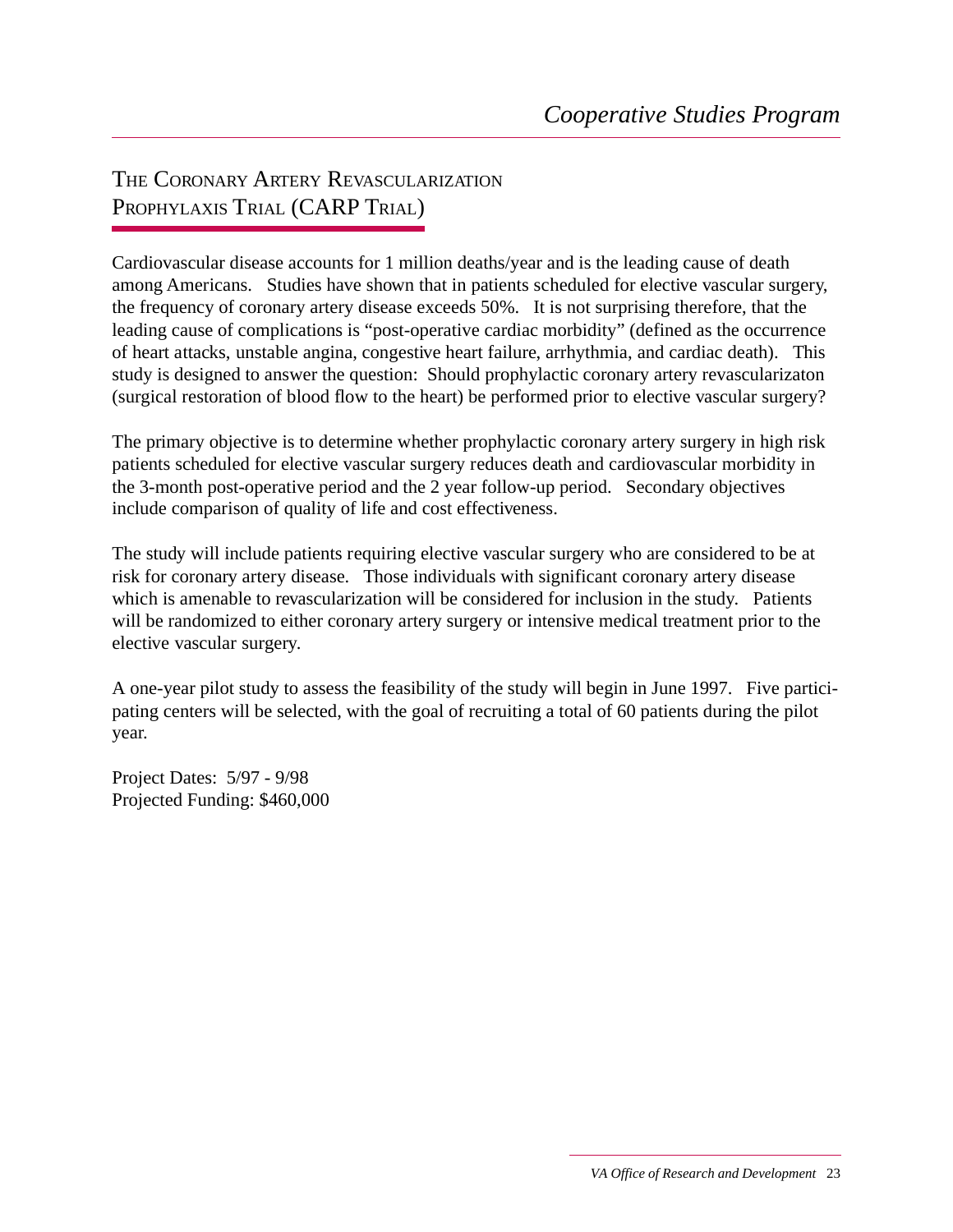## The Coronary Artery Revascularization Prophylaxis Trial (CARP Trial)

Cardiovascular disease accounts for 1 million deaths/year and is the leading cause of death among Americans. Studies have shown that in patients scheduled for elective vascular surgery, the frequency of coronary artery disease exceeds 50%. It is not surprising therefore, that the leading cause of complications is "post-operative cardiac morbidity" (defined as the occurrence of heart attacks, unstable angina, congestive heart failure, arrhythmia, and cardiac death). This study is designed to answer the question: Should prophylactic coronary artery revascularizaton (surgical restoration of blood flow to the heart) be performed prior to elective vascular surgery?

The primary objective is to determine whether prophylactic coronary artery surgery in high risk patients scheduled for elective vascular surgery reduces death and cardiovascular morbidity in the 3-month post-operative period and the 2 year follow-up period. Secondary objectives include comparison of quality of life and cost effectiveness.

The study will include patients requiring elective vascular surgery who are considered to be at risk for coronary artery disease. Those individuals with significant coronary artery disease which is amenable to revascularization will be considered for inclusion in the study. Patients will be randomized to either coronary artery surgery or intensive medical treatment prior to the elective vascular surgery.

A one-year pilot study to assess the feasibility of the study will begin in June 1997. Five participating centers will be selected, with the goal of recruiting a total of 60 patients during the pilot year.

Project Dates: 5/97 - 9/98
Projected Funding: $460,000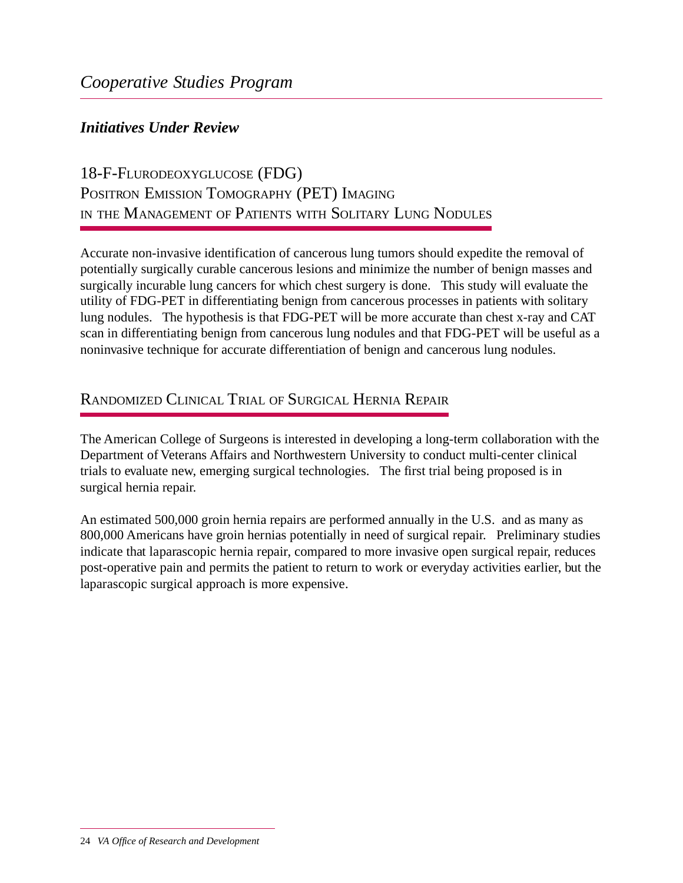## *Initiatives Under Review*

### 18-F-Flurodeoxyglucose (FDG) Positron Emission Tomography (PET) Imaging in the Management of Patients with Solitary Lung Nodules

Accurate non-invasive identification of cancerous lung tumors should expedite the removal of potentially surgically curable cancerous lesions and minimize the number of benign masses and surgically incurable lung cancers for which chest surgery is done. This study will evaluate the utility of FDG-PET in differentiating benign from cancerous processes in patients with solitary lung nodules. The hypothesis is that FDG-PET will be more accurate than chest x-ray and CAT scan in differentiating benign from cancerous lung nodules and that FDG-PET will be useful as a noninvasive technique for accurate differentiation of benign and cancerous lung nodules.

### Randomized Clinical Trial of Surgical Hernia Repair

The American College of Surgeons is interested in developing a long-term collaboration with the Department of Veterans Affairs and Northwestern University to conduct multi-center clinical trials to evaluate new, emerging surgical technologies. The first trial being proposed is in surgical hernia repair.

An estimated 500,000 groin hernia repairs are performed annually in the U.S. and as many as 800,000 Americans have groin hernias potentially in need of surgical repair. Preliminary studies indicate that laparascopic hernia repair, compared to more invasive open surgical repair, reduces post-operative pain and permits the patient to return to work or everyday activities earlier, but the laparascopic surgical approach is more expensive.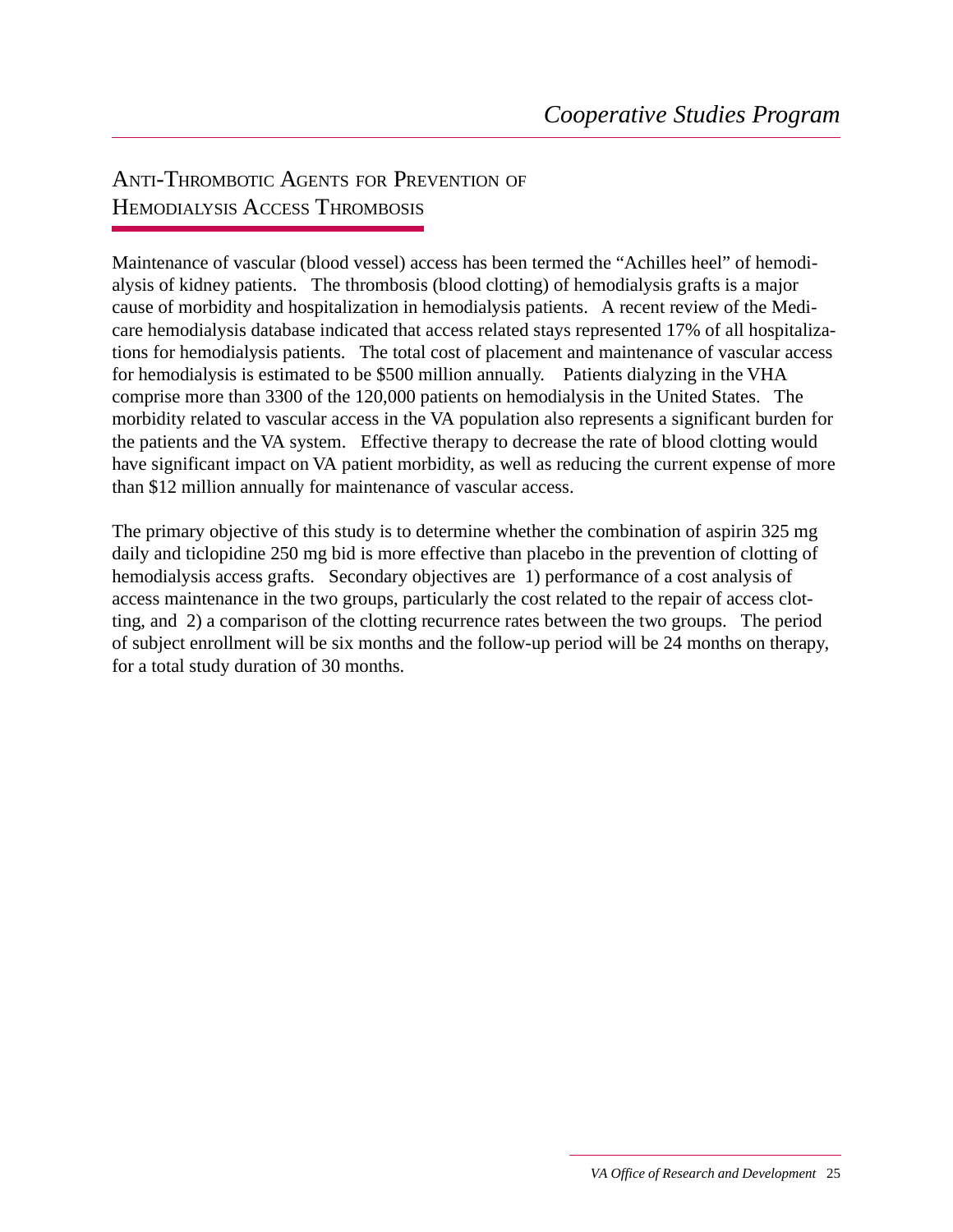## Anti-Thrombotic Agents for Prevention of Hemodialysis Access Thrombosis

Maintenance of vascular (blood vessel) access has been termed the "Achilles heel" of hemodialysis of kidney patients. The thrombosis (blood clotting) of hemodialysis grafts is a major cause of morbidity and hospitalization in hemodialysis patients. A recent review of the Medicare hemodialysis database indicated that access related stays represented 17% of all hospitalizations for hemodialysis patients. The total cost of placement and maintenance of vascular access for hemodialysis is estimated to be $500 million annually. Patients dialyzing in the VHA comprise more than 3300 of the 120,000 patients on hemodialysis in the United States. The morbidity related to vascular access in the VA population also represents a significant burden for the patients and the VA system. Effective therapy to decrease the rate of blood clotting would have significant impact on VA patient morbidity, as well as reducing the current expense of more than $12 million annually for maintenance of vascular access.

The primary objective of this study is to determine whether the combination of aspirin 325 mg daily and ticlopidine 250 mg bid is more effective than placebo in the prevention of clotting of hemodialysis access grafts. Secondary objectives are 1) performance of a cost analysis of access maintenance in the two groups, particularly the cost related to the repair of access clotting, and 2) a comparison of the clotting recurrence rates between the two groups. The period of subject enrollment will be six months and the follow-up period will be 24 months on therapy, for a total study duration of 30 months.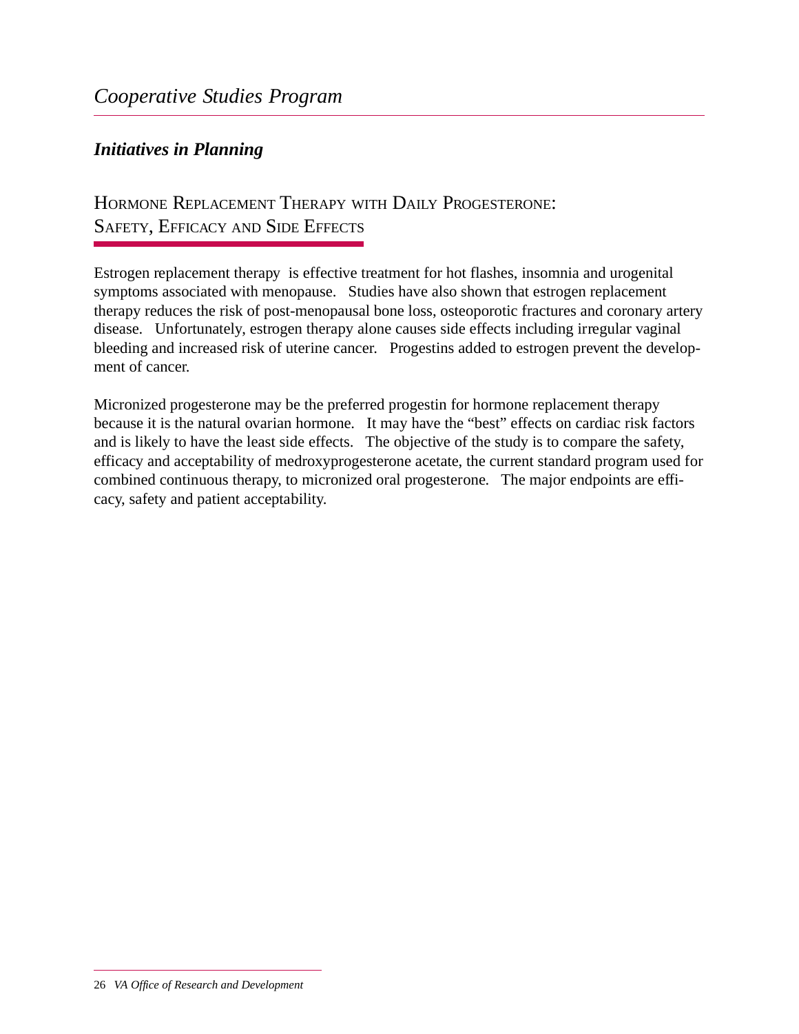## *Initiatives in Planning*

### Hormone Replacement Therapy with Daily Progesterone: Safety, Efficacy and Side Effects

Estrogen replacement therapy is effective treatment for hot flashes, insomnia and urogenital symptoms associated with menopause. Studies have also shown that estrogen replacement therapy reduces the risk of post-menopausal bone loss, osteoporotic fractures and coronary artery disease. Unfortunately, estrogen therapy alone causes side effects including irregular vaginal bleeding and increased risk of uterine cancer. Progestins added to estrogen prevent the development of cancer.

Micronized progesterone may be the preferred progestin for hormone replacement therapy because it is the natural ovarian hormone. It may have the "best" effects on cardiac risk factors and is likely to have the least side effects. The objective of the study is to compare the safety, efficacy and acceptability of medroxyprogesterone acetate, the current standard program used for combined continuous therapy, to micronized oral progesterone. The major endpoints are efficacy, safety and patient acceptability.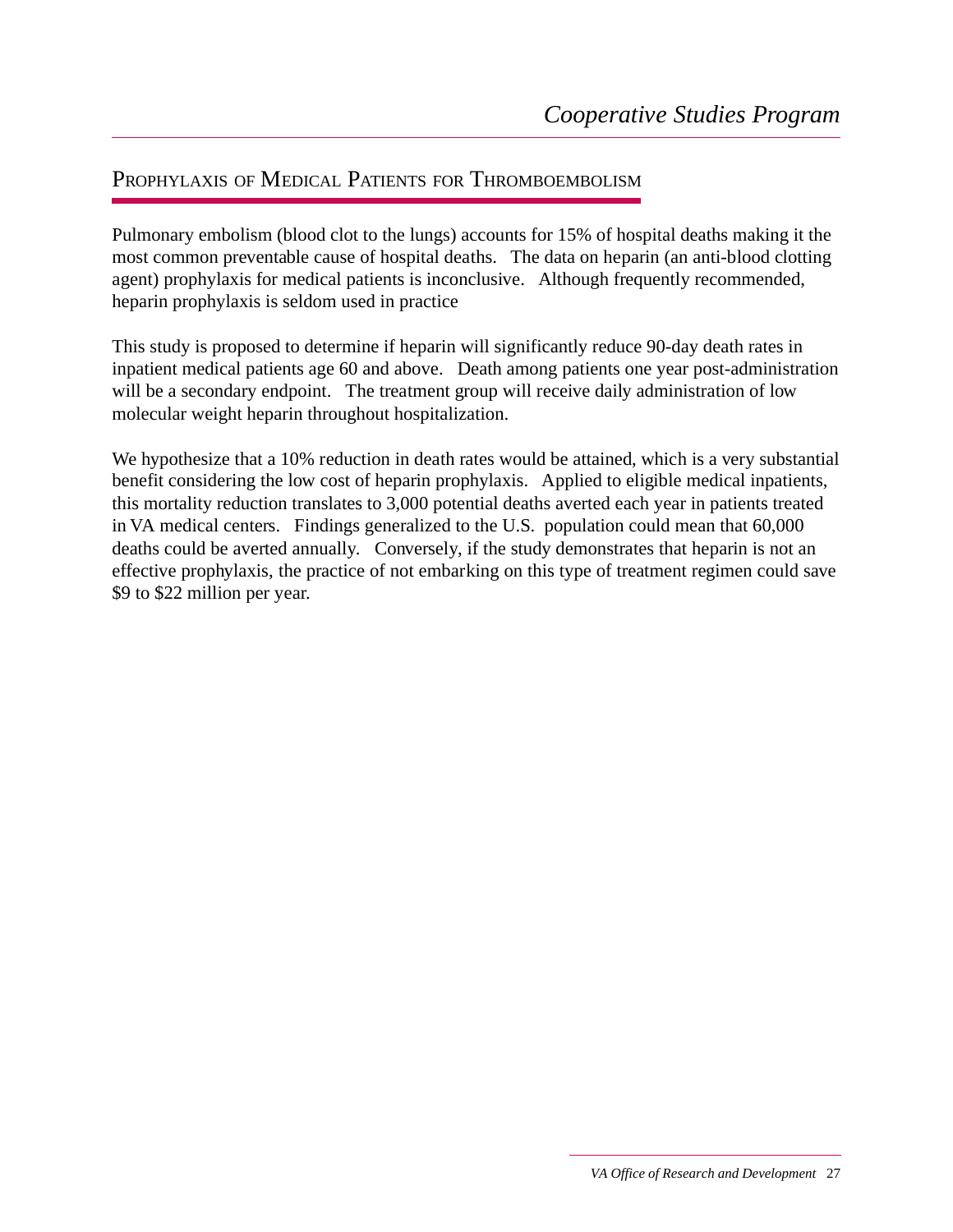## Prophylaxis of Medical Patients for Thromboembolism

Pulmonary embolism (blood clot to the lungs) accounts for 15% of hospital deaths making it the most common preventable cause of hospital deaths. The data on heparin (an anti-blood clotting agent) prophylaxis for medical patients is inconclusive. Although frequently recommended, heparin prophylaxis is seldom used in practice

This study is proposed to determine if heparin will significantly reduce 90-day death rates in inpatient medical patients age 60 and above. Death among patients one year post-administration will be a secondary endpoint. The treatment group will receive daily administration of low molecular weight heparin throughout hospitalization.

We hypothesize that a 10% reduction in death rates would be attained, which is a very substantial benefit considering the low cost of heparin prophylaxis. Applied to eligible medical inpatients, this mortality reduction translates to 3,000 potential deaths averted each year in patients treated in VA medical centers. Findings generalized to the U.S. population could mean that 60,000 deaths could be averted annually. Conversely, if the study demonstrates that heparin is not an effective prophylaxis, the practice of not embarking on this type of treatment regimen could save $9 to $22 million per year.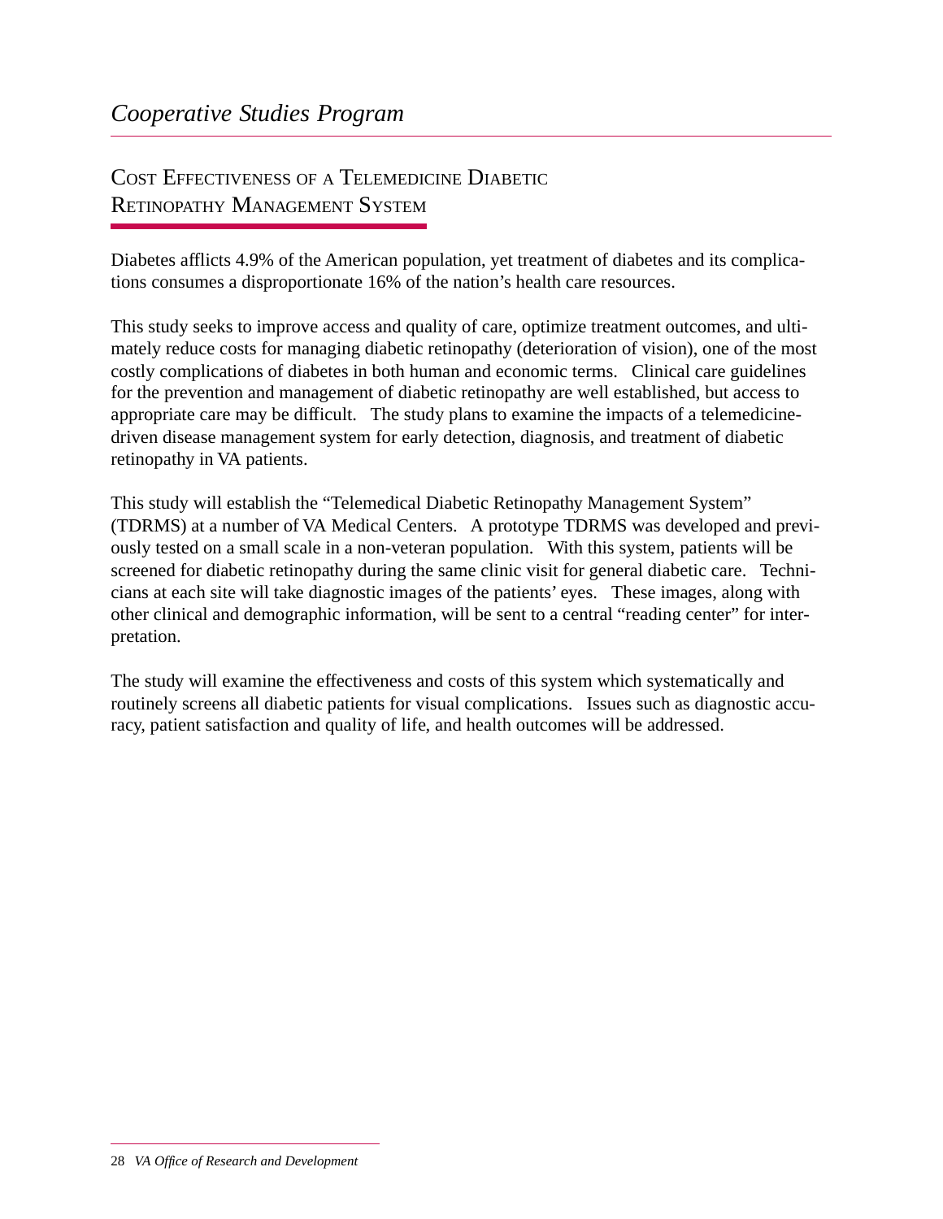# Cooperative Studies Program

## Cost Effectiveness of a Telemedicine Diabetic Retinopathy Management System

Diabetes afflicts 4.9% of the American population, yet treatment of diabetes and its complications consumes a disproportionate 16% of the nation's health care resources.

This study seeks to improve access and quality of care, optimize treatment outcomes, and ultimately reduce costs for managing diabetic retinopathy (deterioration of vision), one of the most costly complications of diabetes in both human and economic terms. Clinical care guidelines for the prevention and management of diabetic retinopathy are well established, but access to appropriate care may be difficult. The study plans to examine the impacts of a telemedicine-driven disease management system for early detection, diagnosis, and treatment of diabetic retinopathy in VA patients.

This study will establish the "Telemedical Diabetic Retinopathy Management System" (TDRMS) at a number of VA Medical Centers. A prototype TDRMS was developed and previously tested on a small scale in a non-veteran population. With this system, patients will be screened for diabetic retinopathy during the same clinic visit for general diabetic care. Technicians at each site will take diagnostic images of the patients' eyes. These images, along with other clinical and demographic information, will be sent to a central "reading center" for interpretation.

The study will examine the effectiveness and costs of this system which systematically and routinely screens all diabetic patients for visual complications. Issues such as diagnostic accuracy, patient satisfaction and quality of life, and health outcomes will be addressed.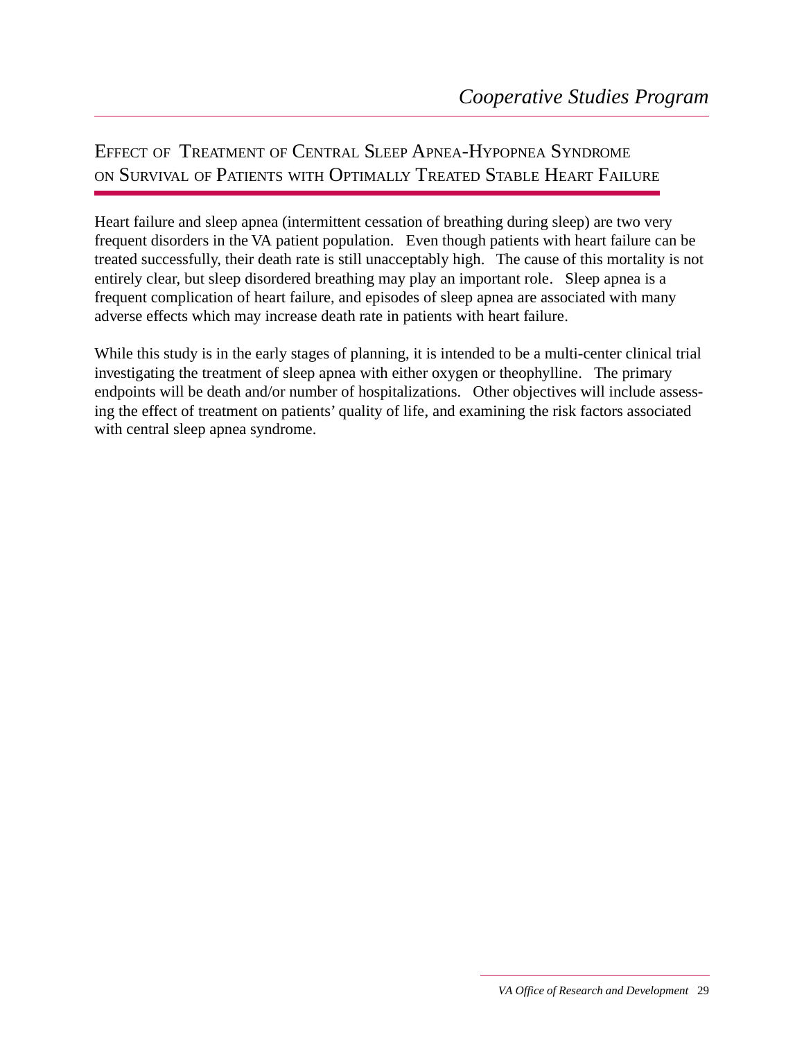## Effect of Treatment of Central Sleep Apnea-Hypopnea Syndrome on Survival of Patients with Optimally Treated Stable Heart Failure

Heart failure and sleep apnea (intermittent cessation of breathing during sleep) are two very frequent disorders in the VA patient population. Even though patients with heart failure can be treated successfully, their death rate is still unacceptably high. The cause of this mortality is not entirely clear, but sleep disordered breathing may play an important role. Sleep apnea is a frequent complication of heart failure, and episodes of sleep apnea are associated with many adverse effects which may increase death rate in patients with heart failure.

While this study is in the early stages of planning, it is intended to be a multi-center clinical trial investigating the treatment of sleep apnea with either oxygen or theophylline. The primary endpoints will be death and/or number of hospitalizations. Other objectives will include assessing the effect of treatment on patients' quality of life, and examining the risk factors associated with central sleep apnea syndrome.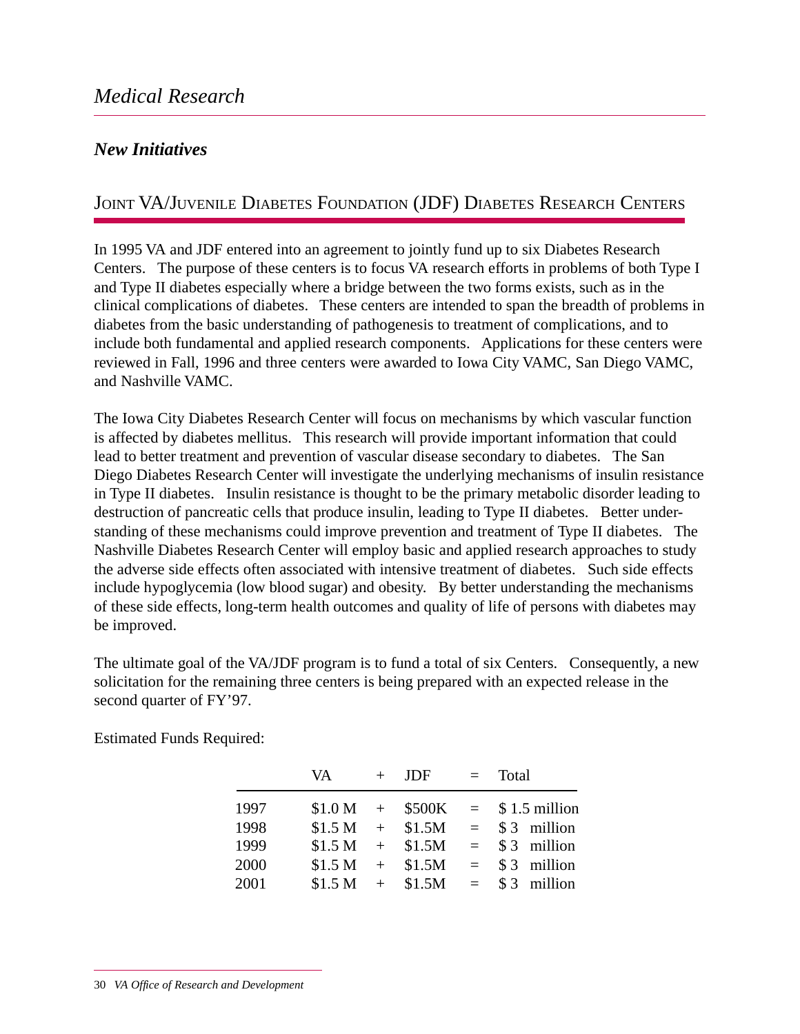# *Medical Research*

## ***New Initiatives***

### JOINT VA/JUVENILE DIABETES FOUNDATION (JDF) DIABETES RESEARCH CENTERS

In 1995 VA and JDF entered into an agreement to jointly fund up to six Diabetes Research Centers. The purpose of these centers is to focus VA research efforts in problems of both Type I and Type II diabetes especially where a bridge between the two forms exists, such as in the clinical complications of diabetes. These centers are intended to span the breadth of problems in diabetes from the basic understanding of pathogenesis to treatment of complications, and to include both fundamental and applied research components. Applications for these centers were reviewed in Fall, 1996 and three centers were awarded to Iowa City VAMC, San Diego VAMC, and Nashville VAMC.

The Iowa City Diabetes Research Center will focus on mechanisms by which vascular function is affected by diabetes mellitus. This research will provide important information that could lead to better treatment and prevention of vascular disease secondary to diabetes. The San Diego Diabetes Research Center will investigate the underlying mechanisms of insulin resistance in Type II diabetes. Insulin resistance is thought to be the primary metabolic disorder leading to destruction of pancreatic cells that produce insulin, leading to Type II diabetes. Better understanding of these mechanisms could improve prevention and treatment of Type II diabetes. The Nashville Diabetes Research Center will employ basic and applied research approaches to study the adverse side effects often associated with intensive treatment of diabetes. Such side effects include hypoglycemia (low blood sugar) and obesity. By better understanding the mechanisms of these side effects, long-term health outcomes and quality of life of persons with diabetes may be improved.

The ultimate goal of the VA/JDF program is to fund a total of six Centers. Consequently, a new solicitation for the remaining three centers is being prepared with an expected release in the second quarter of FY'97.

Estimated Funds Required:

| | VA | + | JDF | = | Total |
|---|---|---|---|---|---|
| 1997 | $1.0 M | + | $500K | = | $ 1.5 million |
| 1998 | $1.5 M | + | $1.5M | = | $ 3 million |
| 1999 | $1.5 M | + | $1.5M | = | $ 3 million |
| 2000 | $1.5 M | + | $1.5M | = | $ 3 million |
| 2001 | $1.5 M | + | $1.5M | = | $ 3 million |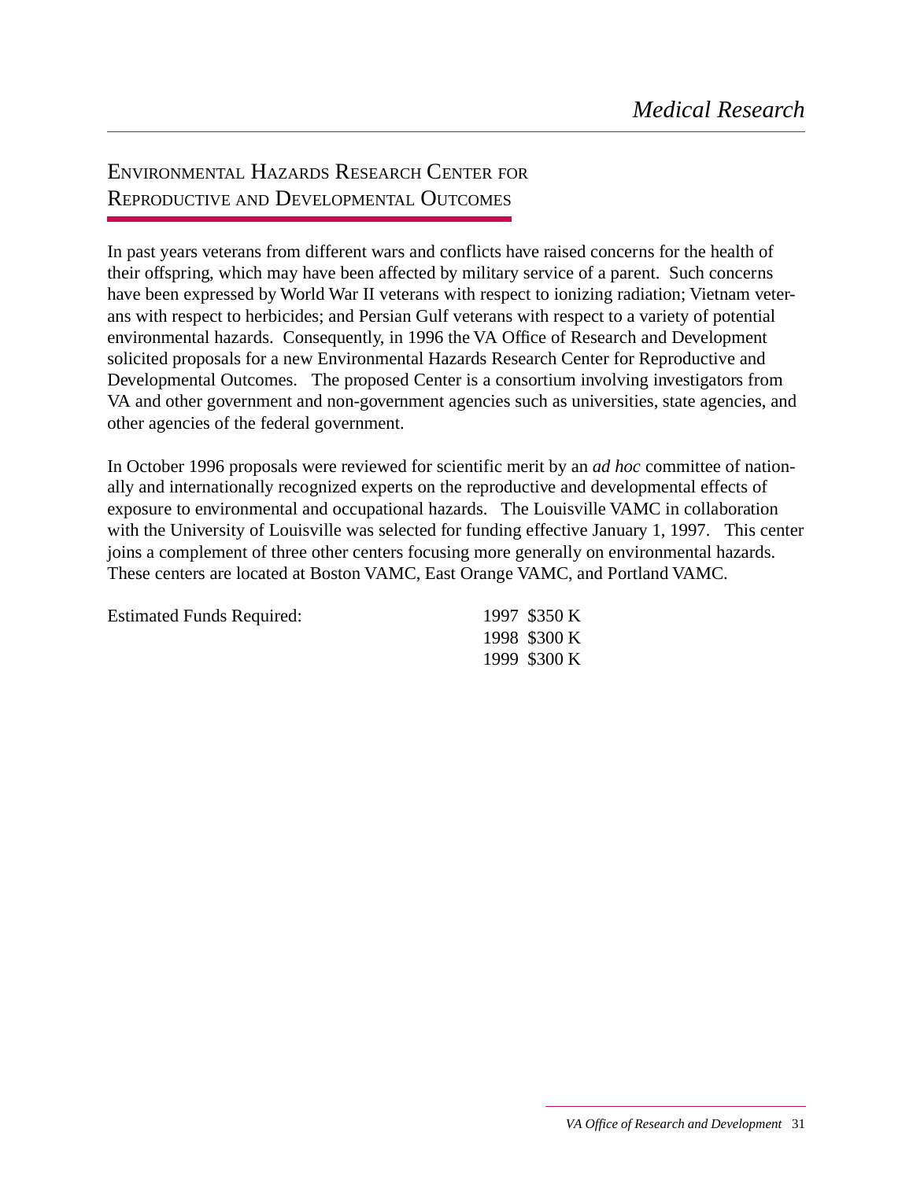## Environmental Hazards Research Center for Reproductive and Developmental Outcomes

In past years veterans from different wars and conflicts have raised concerns for the health of their offspring, which may have been affected by military service of a parent. Such concerns have been expressed by World War II veterans with respect to ionizing radiation; Vietnam veterans with respect to herbicides; and Persian Gulf veterans with respect to a variety of potential environmental hazards. Consequently, in 1996 the VA Office of Research and Development solicited proposals for a new Environmental Hazards Research Center for Reproductive and Developmental Outcomes. The proposed Center is a consortium involving investigators from VA and other government and non-government agencies such as universities, state agencies, and other agencies of the federal government.

In October 1996 proposals were reviewed for scientific merit by an *ad hoc* committee of nationally and internationally recognized experts on the reproductive and developmental effects of exposure to environmental and occupational hazards. The Louisville VAMC in collaboration with the University of Louisville was selected for funding effective January 1, 1997. This center joins a complement of three other centers focusing more generally on environmental hazards. These centers are located at Boston VAMC, East Orange VAMC, and Portland VAMC.

| Estimated Funds Required: | | |
|---|---|---|
| | 1997 | $350 K |
| | 1998 | $300 K |
| | 1999 | $300 K |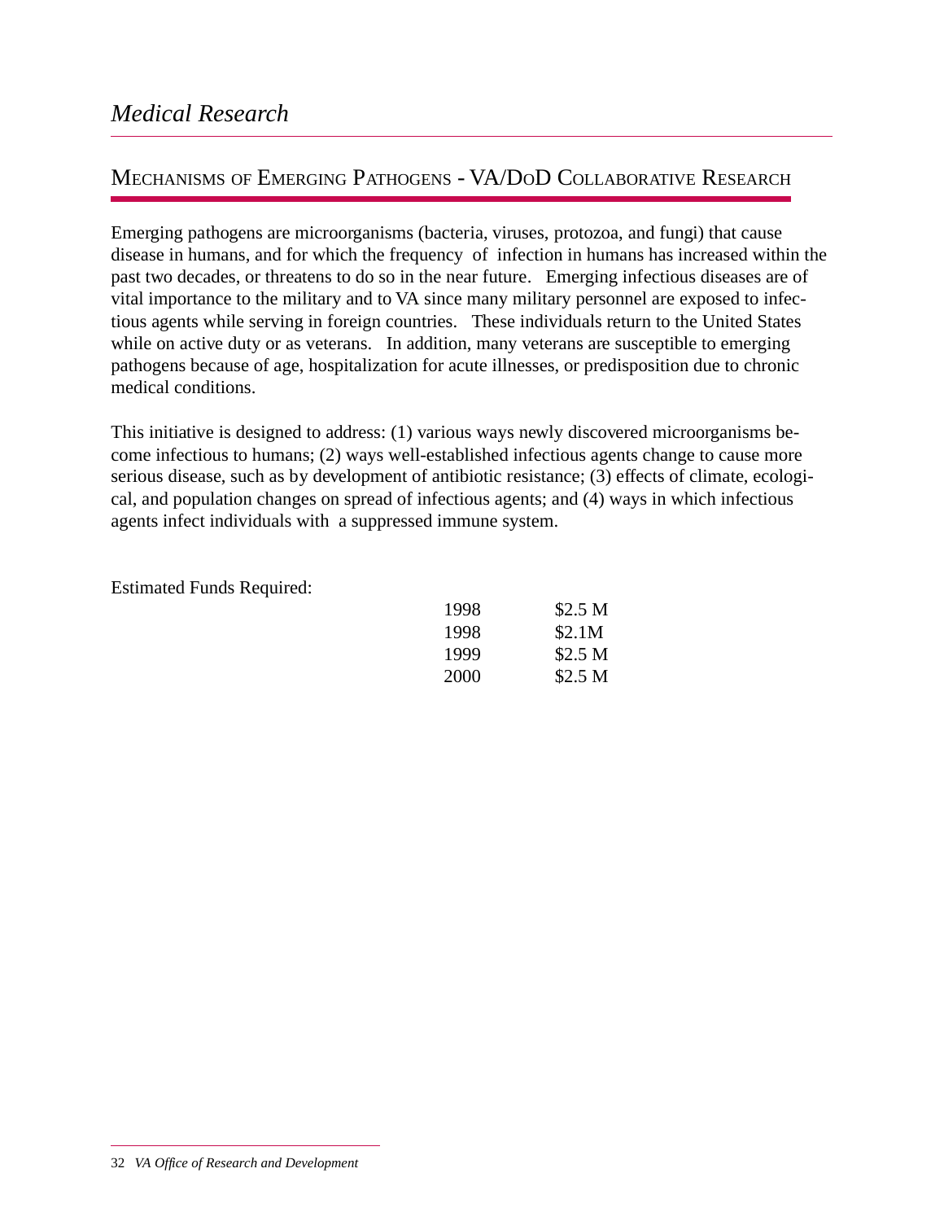# Medical Research

## Mechanisms of Emerging Pathogens - VA/DoD Collaborative Research

Emerging pathogens are microorganisms (bacteria, viruses, protozoa, and fungi) that cause disease in humans, and for which the frequency of infection in humans has increased within the past two decades, or threatens to do so in the near future. Emerging infectious diseases are of vital importance to the military and to VA since many military personnel are exposed to infectious agents while serving in foreign countries. These individuals return to the United States while on active duty or as veterans. In addition, many veterans are susceptible to emerging pathogens because of age, hospitalization for acute illnesses, or predisposition due to chronic medical conditions.

This initiative is designed to address: (1) various ways newly discovered microorganisms become infectious to humans; (2) ways well-established infectious agents change to cause more serious disease, such as by development of antibiotic resistance; (3) effects of climate, ecological, and population changes on spread of infectious agents; and (4) ways in which infectious agents infect individuals with a suppressed immune system.

Estimated Funds Required:

| | |
|---|---|
| 1998 | $2.5 M |
| 1998 | $2.1M |
| 1999 | $2.5 M |
| 2000 | $2.5 M |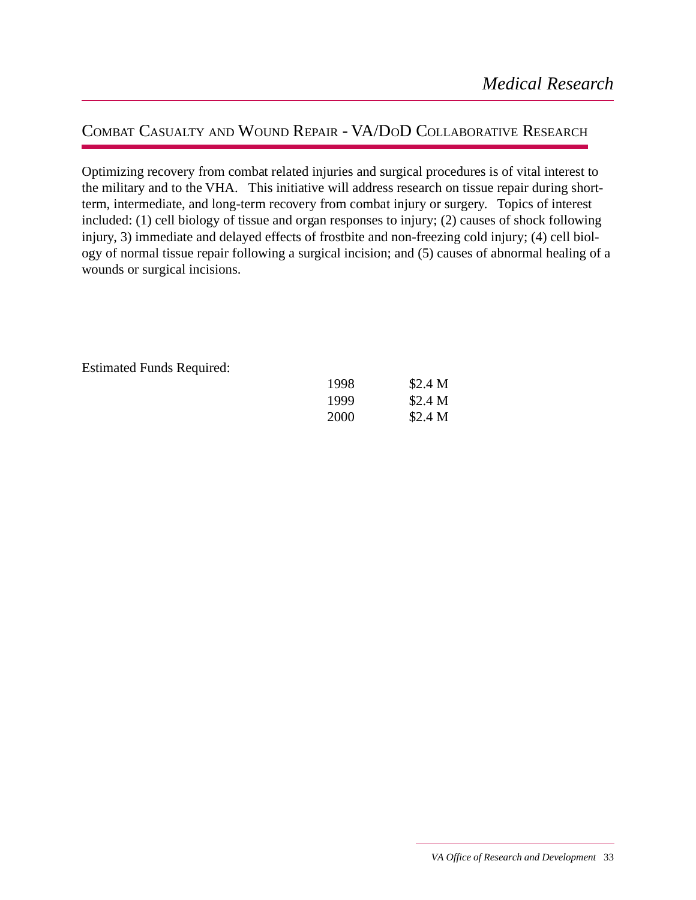## Combat Casualty and Wound Repair - VA/DoD Collaborative Research

Optimizing recovery from combat related injuries and surgical procedures is of vital interest to the military and to the VHA. This initiative will address research on tissue repair during short-term, intermediate, and long-term recovery from combat injury or surgery. Topics of interest included: (1) cell biology of tissue and organ responses to injury; (2) causes of shock following injury, 3) immediate and delayed effects of frostbite and non-freezing cold injury; (4) cell biology of normal tissue repair following a surgical incision; and (5) causes of abnormal healing of a wounds or surgical incisions.

Estimated Funds Required:

| | |
|---|---|
| 1998 | $2.4 M |
| 1999 | $2.4 M |
| 2000 | $2.4 M |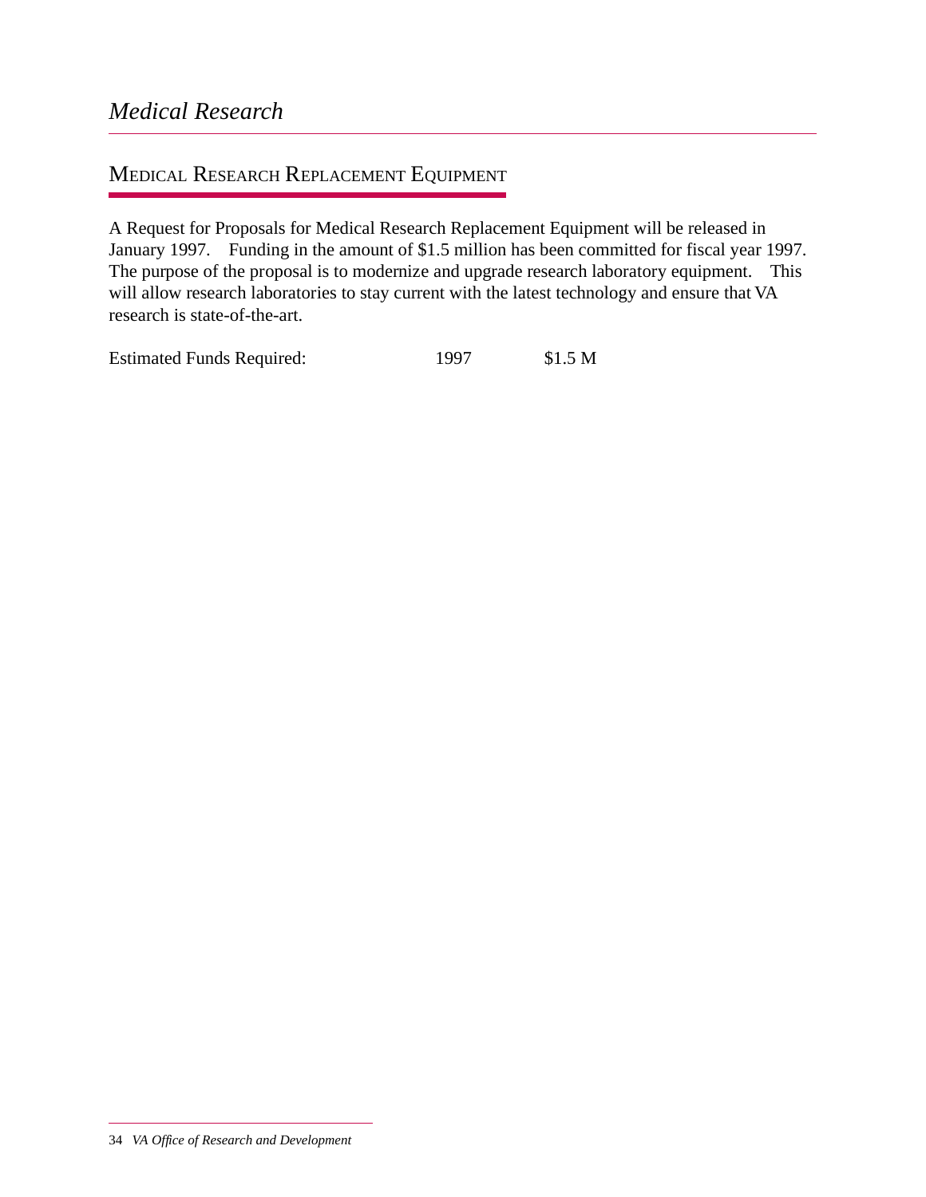# Medical Research

## Medical Research Replacement Equipment

A Request for Proposals for Medical Research Replacement Equipment will be released in January 1997. Funding in the amount of $1.5 million has been committed for fiscal year 1997. The purpose of the proposal is to modernize and upgrade research laboratory equipment. This will allow research laboratories to stay current with the latest technology and ensure that VA research is state-of-the-art.

| Estimated Funds Required: | 1997 | $1.5 M |
|---|---|---|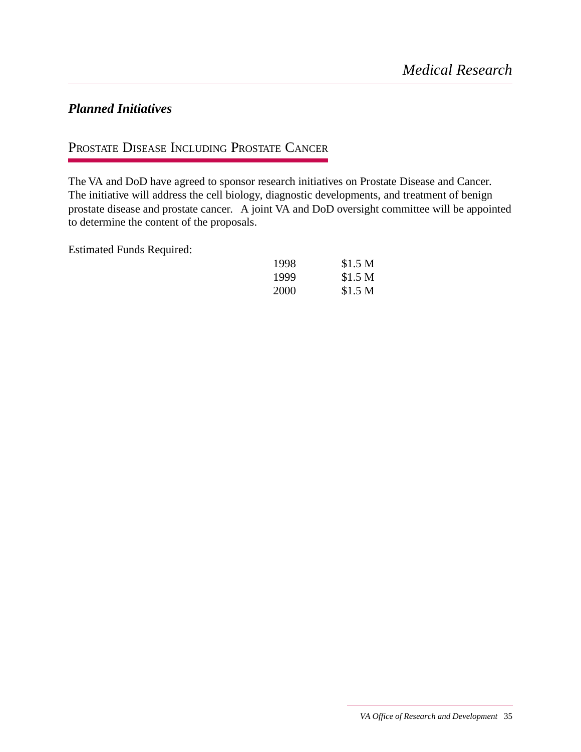## *Planned Initiatives*

### Prostate Disease Including Prostate Cancer

The VA and DoD have agreed to sponsor research initiatives on Prostate Disease and Cancer. The initiative will address the cell biology, diagnostic developments, and treatment of benign prostate disease and prostate cancer. A joint VA and DoD oversight committee will be appointed to determine the content of the proposals.

Estimated Funds Required:

| | |
|---|---|
| 1998 | $1.5 M |
| 1999 | $1.5 M |
| 2000 | $1.5 M |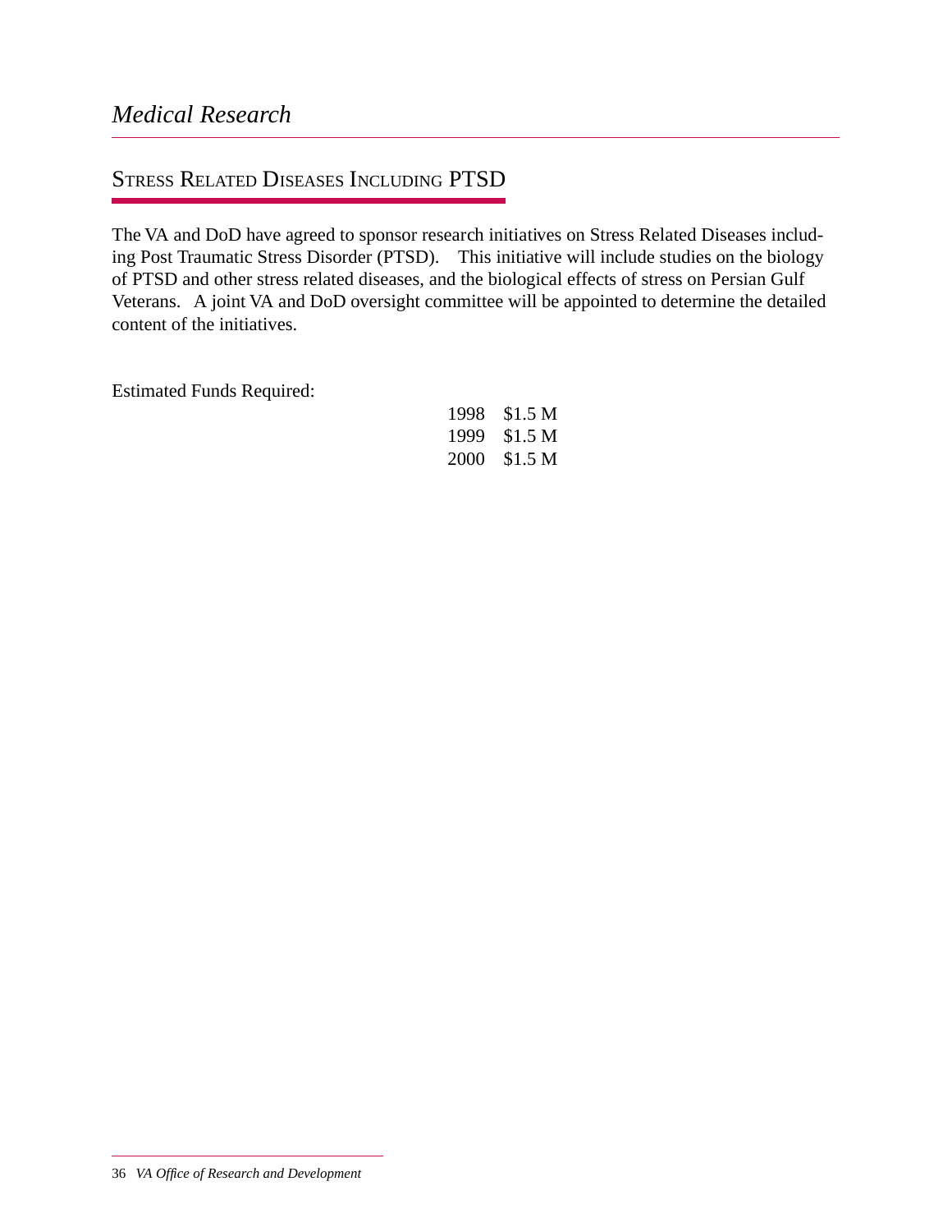## Stress Related Diseases Including PTSD

The VA and DoD have agreed to sponsor research initiatives on Stress Related Diseases including Post Traumatic Stress Disorder (PTSD). This initiative will include studies on the biology of PTSD and other stress related diseases, and the biological effects of stress on Persian Gulf Veterans. A joint VA and DoD oversight committee will be appointed to determine the detailed content of the initiatives.

Estimated Funds Required:

| Year | Amount |
|---|---|
| 1998 | $1.5 M |
| 1999 | $1.5 M |
| 2000 | $1.5 M |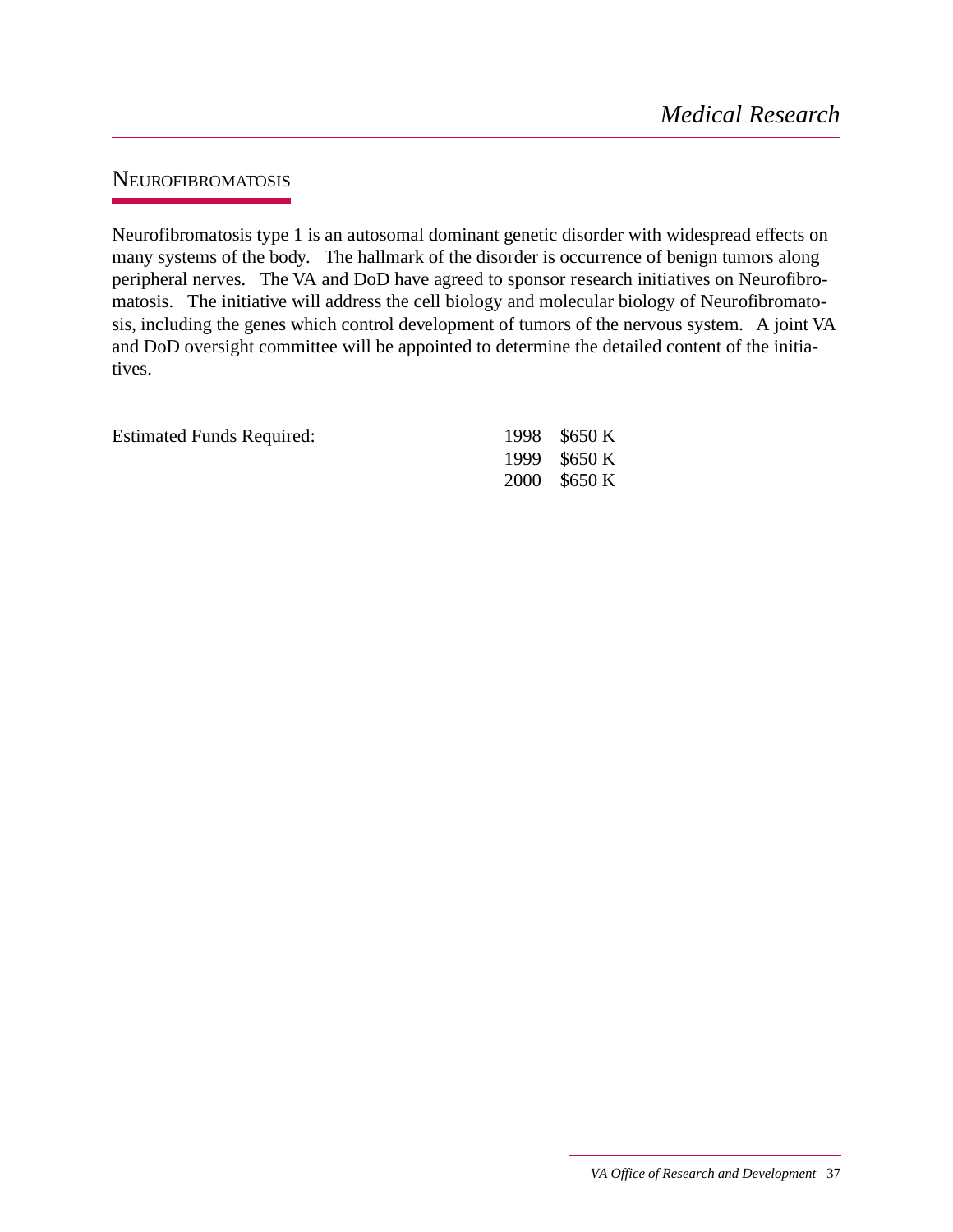## Neurofibromatosis

Neurofibromatosis type 1 is an autosomal dominant genetic disorder with widespread effects on many systems of the body. The hallmark of the disorder is occurrence of benign tumors along peripheral nerves. The VA and DoD have agreed to sponsor research initiatives on Neurofibromatosis. The initiative will address the cell biology and molecular biology of Neurofibromatosis, including the genes which control development of tumors of the nervous system. A joint VA and DoD oversight committee will be appointed to determine the detailed content of the initiatives.

| Estimated Funds Required: | | |
|---|---|---|
| | 1998 | $650 K |
| | 1999 | $650 K |
| | 2000 | $650 K |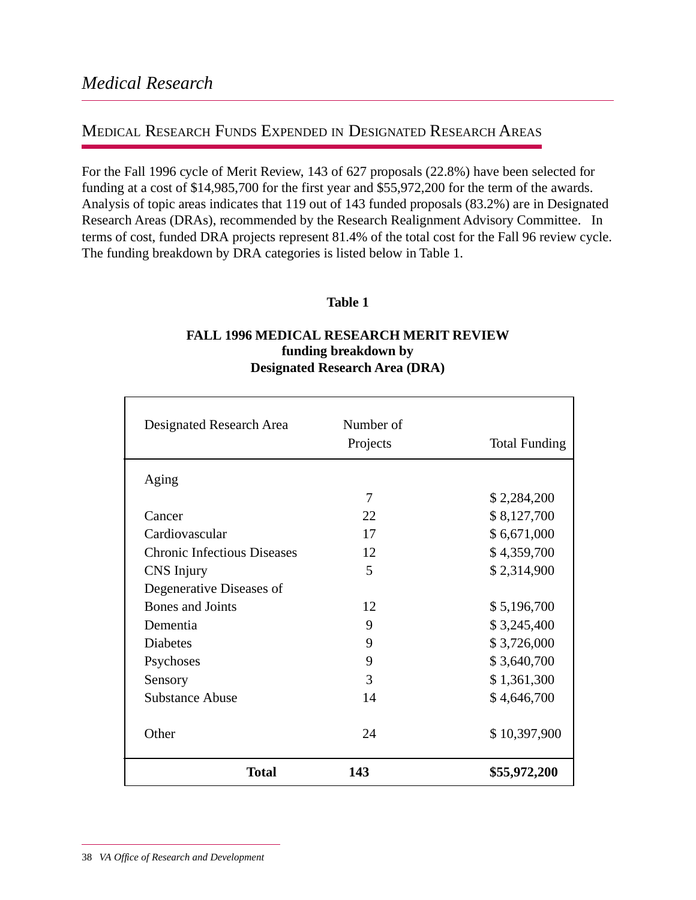# *Medical Research*

## Medical Research Funds Expended in Designated Research Areas

For the Fall 1996 cycle of Merit Review, 143 of 627 proposals (22.8%) have been selected for funding at a cost of $14,985,700 for the first year and $55,972,200 for the term of the awards. Analysis of topic areas indicates that 119 out of 143 funded proposals (83.2%) are in Designated Research Areas (DRAs), recommended by the Research Realignment Advisory Committee. In terms of cost, funded DRA projects represent 81.4% of the total cost for the Fall 96 review cycle. The funding breakdown by DRA categories is listed below in Table 1.

**Table 1**

**FALL 1996 MEDICAL RESEARCH MERIT REVIEW**
**funding breakdown by**
**Designated Research Area (DRA)**

| Designated Research Area | Number of Projects | Total Funding |
|---|---|---|
| Aging | 7 | $ 2,284,200 |
| Cancer | 22 | $ 8,127,700 |
| Cardiovascular | 17 | $ 6,671,000 |
| Chronic Infectious Diseases | 12 | $ 4,359,700 |
| CNS Injury | 5 | $ 2,314,900 |
| Degenerative Diseases of Bones and Joints | 12 | $ 5,196,700 |
| Dementia | 9 | $ 3,245,400 |
| Diabetes | 9 | $ 3,726,000 |
| Psychoses | 9 | $ 3,640,700 |
| Sensory | 3 | $ 1,361,300 |
| Substance Abuse | 14 | $ 4,646,700 |
| Other | 24 | $ 10,397,900 |
| **Total** | **143** | **$55,972,200** |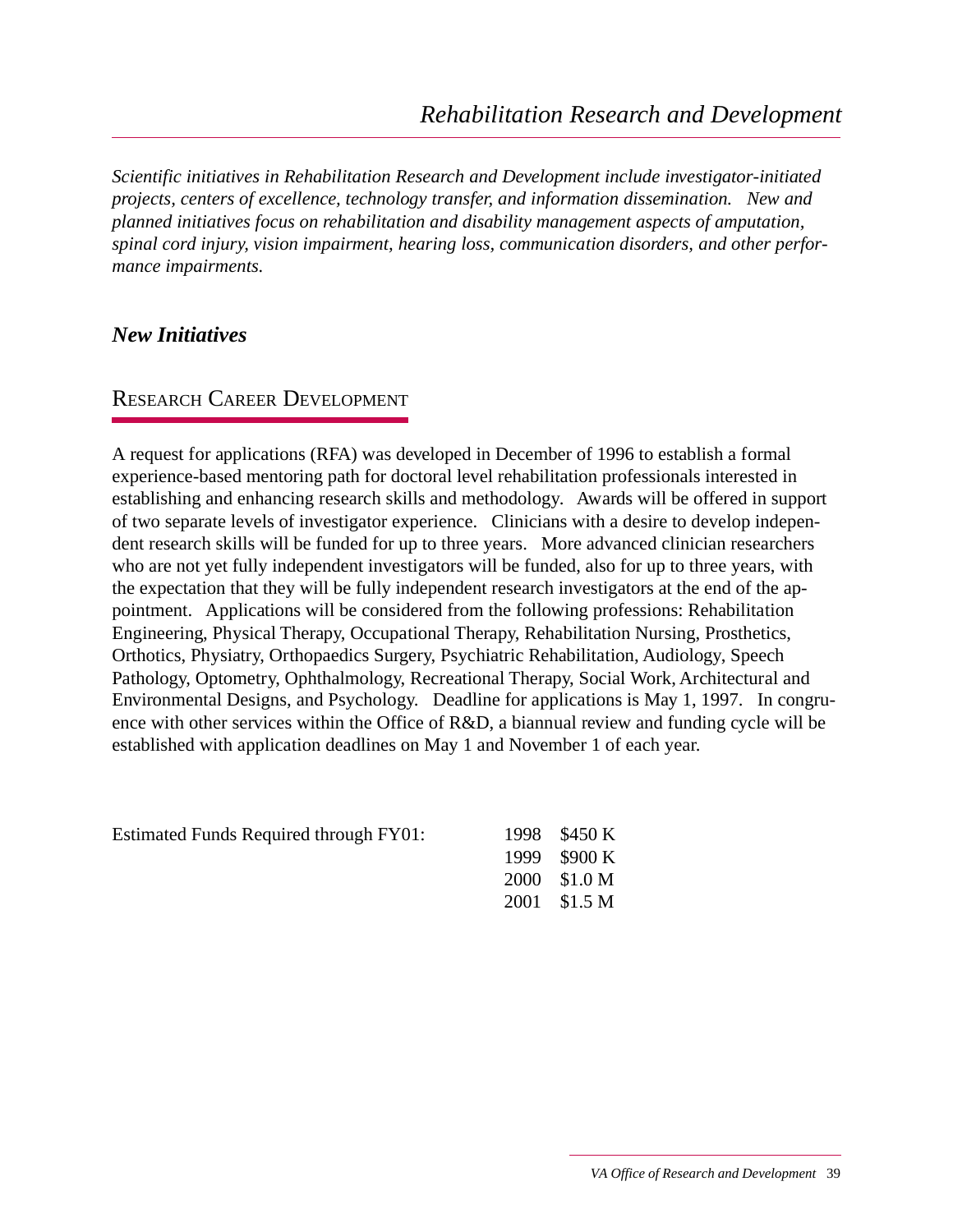# *Rehabilitation Research and Development*

*Scientific initiatives in Rehabilitation Research and Development include investigator-initiated projects, centers of excellence, technology transfer, and information dissemination. New and planned initiatives focus on rehabilitation and disability management aspects of amputation, spinal cord injury, vision impairment, hearing loss, communication disorders, and other performance impairments.*

## *New Initiatives*

### Research Career Development

A request for applications (RFA) was developed in December of 1996 to establish a formal experience-based mentoring path for doctoral level rehabilitation professionals interested in establishing and enhancing research skills and methodology. Awards will be offered in support of two separate levels of investigator experience. Clinicians with a desire to develop independent research skills will be funded for up to three years. More advanced clinician researchers who are not yet fully independent investigators will be funded, also for up to three years, with the expectation that they will be fully independent research investigators at the end of the appointment. Applications will be considered from the following professions: Rehabilitation Engineering, Physical Therapy, Occupational Therapy, Rehabilitation Nursing, Prosthetics, Orthotics, Physiatry, Orthopaedics Surgery, Psychiatric Rehabilitation, Audiology, Speech Pathology, Optometry, Ophthalmology, Recreational Therapy, Social Work, Architectural and Environmental Designs, and Psychology. Deadline for applications is May 1, 1997. In congruence with other services within the Office of R&D, a biannual review and funding cycle will be established with application deadlines on May 1 and November 1 of each year.

| Estimated Funds Required through FY01: | | |
|---|---|---|
| | 1998 | $450 K |
| | 1999 | $900 K |
| | 2000 | $1.0 M |
| | 2001 | $1.5 M |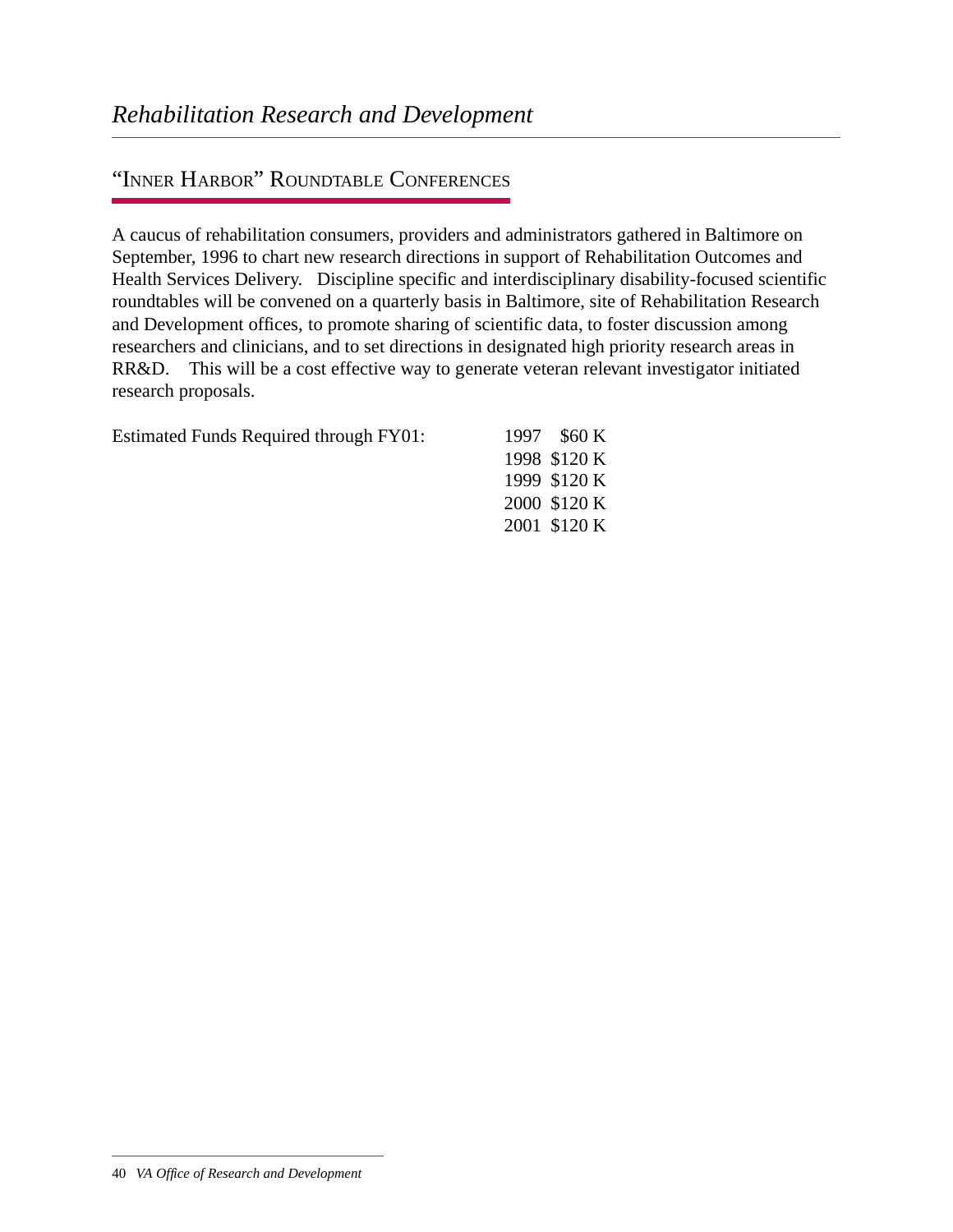## "Inner Harbor" Roundtable Conferences

A caucus of rehabilitation consumers, providers and administrators gathered in Baltimore on September, 1996 to chart new research directions in support of Rehabilitation Outcomes and Health Services Delivery. Discipline specific and interdisciplinary disability-focused scientific roundtables will be convened on a quarterly basis in Baltimore, site of Rehabilitation Research and Development offices, to promote sharing of scientific data, to foster discussion among researchers and clinicians, and to set directions in designated high priority research areas in RR&D. This will be a cost effective way to generate veteran relevant investigator initiated research proposals.

Estimated Funds Required through FY01:

| | |
|---|---|
| 1997 | $60 K |
| 1998 | $120 K |
| 1999 | $120 K |
| 2000 | $120 K |
| 2001 | $120 K |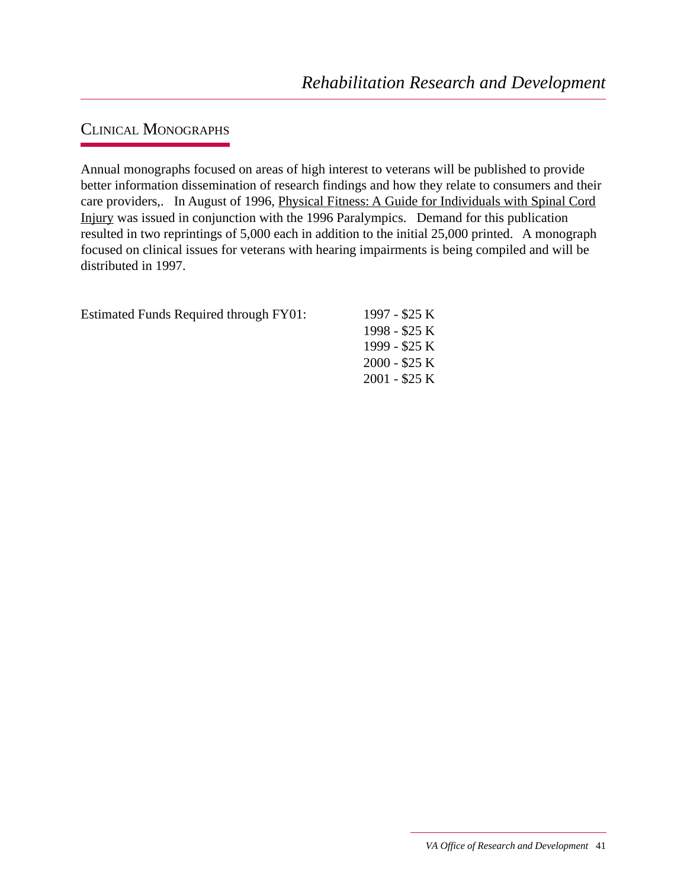## Clinical Monographs

Annual monographs focused on areas of high interest to veterans will be published to provide better information dissemination of research findings and how they relate to consumers and their care providers,. In August of 1996, Physical Fitness: A Guide for Individuals with Spinal Cord Injury was issued in conjunction with the 1996 Paralympics. Demand for this publication resulted in two reprintings of 5,000 each in addition to the initial 25,000 printed. A monograph focused on clinical issues for veterans with hearing impairments is being compiled and will be distributed in 1997.

Estimated Funds Required through FY01:

1997 - $25 K
1998 - $25 K
1999 - $25 K
2000 - $25 K
2001 - $25 K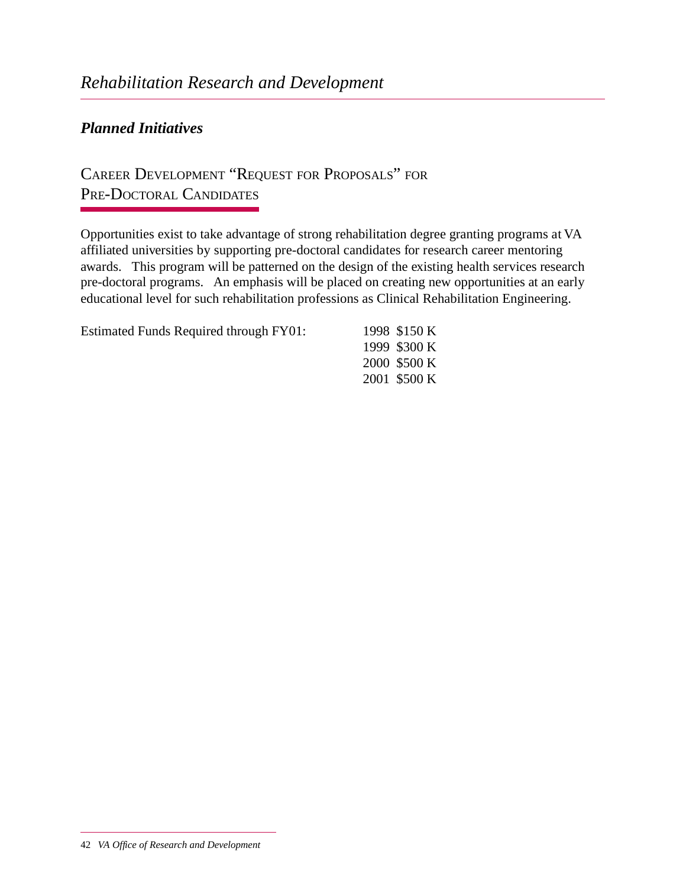## Planned Initiatives

### Career Development "Request for Proposals" for Pre-Doctoral Candidates

Opportunities exist to take advantage of strong rehabilitation degree granting programs at VA affiliated universities by supporting pre-doctoral candidates for research career mentoring awards. This program will be patterned on the design of the existing health services research pre-doctoral programs. An emphasis will be placed on creating new opportunities at an early educational level for such rehabilitation professions as Clinical Rehabilitation Engineering.

| Estimated Funds Required through FY01: | | |
|---|---|---|
| | 1998 | $150 K |
| | 1999 | $300 K |
| | 2000 | $500 K |
| | 2001 | $500 K |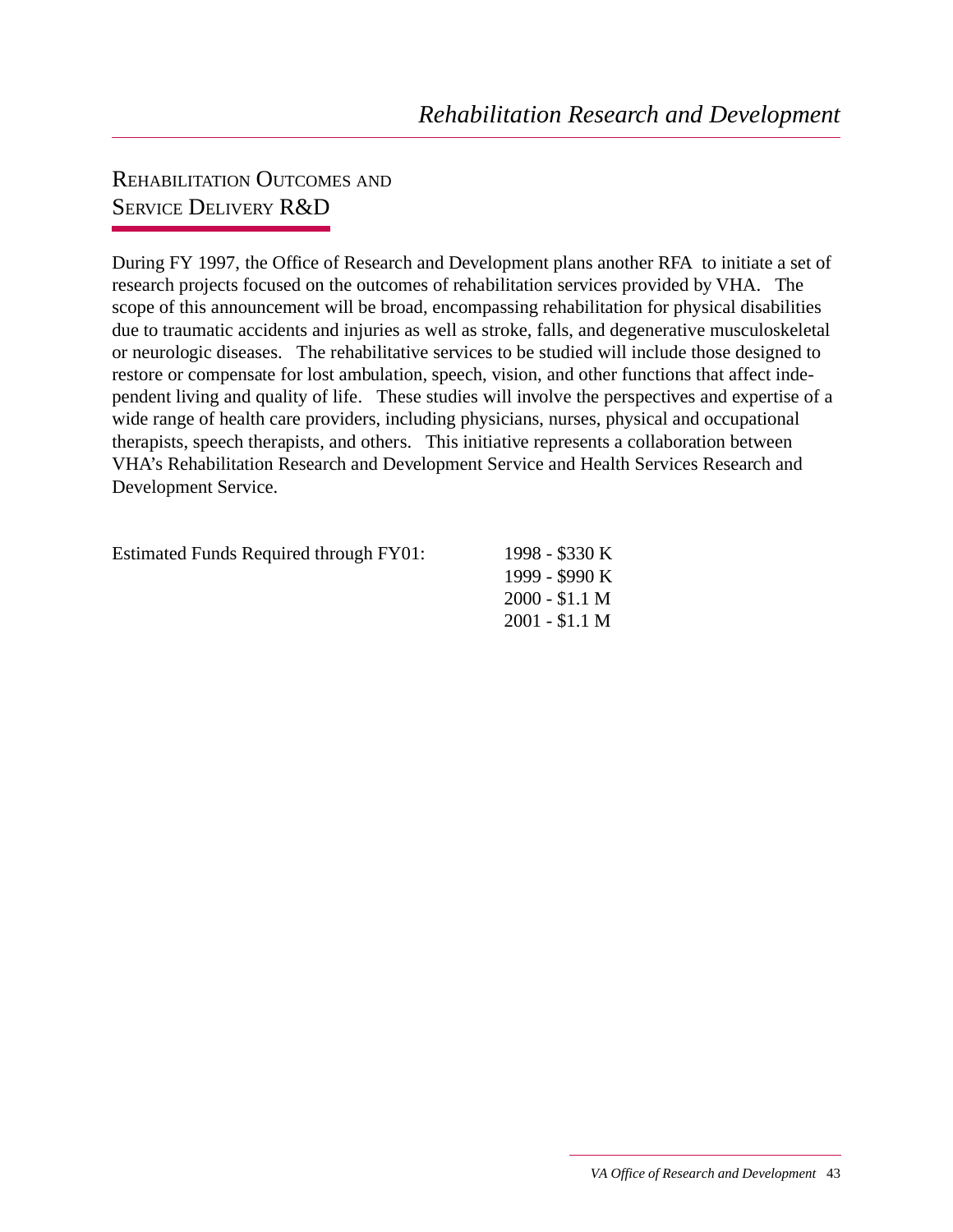## Rehabilitation Outcomes and Service Delivery R&D

During FY 1997, the Office of Research and Development plans another RFA to initiate a set of research projects focused on the outcomes of rehabilitation services provided by VHA. The scope of this announcement will be broad, encompassing rehabilitation for physical disabilities due to traumatic accidents and injuries as well as stroke, falls, and degenerative musculoskeletal or neurologic diseases. The rehabilitative services to be studied will include those designed to restore or compensate for lost ambulation, speech, vision, and other functions that affect independent living and quality of life. These studies will involve the perspectives and expertise of a wide range of health care providers, including physicians, nurses, physical and occupational therapists, speech therapists, and others. This initiative represents a collaboration between VHA's Rehabilitation Research and Development Service and Health Services Research and Development Service.

Estimated Funds Required through FY01:

1998 - $330 K
1999 - $990 K
2000 - $1.1 M
2001 - $1.1 M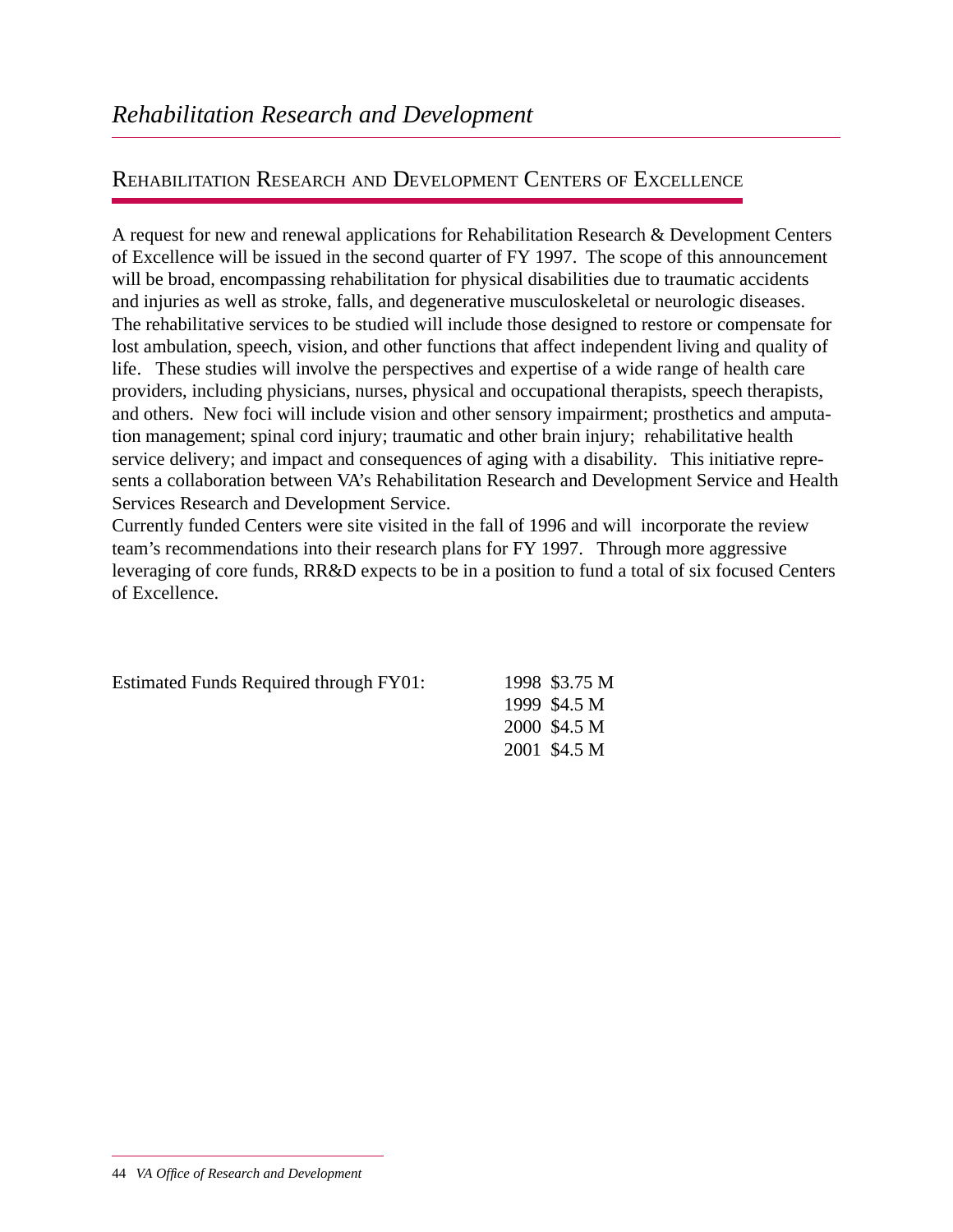## Rehabilitation Research and Development Centers of Excellence

A request for new and renewal applications for Rehabilitation Research & Development Centers of Excellence will be issued in the second quarter of FY 1997. The scope of this announcement will be broad, encompassing rehabilitation for physical disabilities due to traumatic accidents and injuries as well as stroke, falls, and degenerative musculoskeletal or neurologic diseases. The rehabilitative services to be studied will include those designed to restore or compensate for lost ambulation, speech, vision, and other functions that affect independent living and quality of life. These studies will involve the perspectives and expertise of a wide range of health care providers, including physicians, nurses, physical and occupational therapists, speech therapists, and others. New foci will include vision and other sensory impairment; prosthetics and amputation management; spinal cord injury; traumatic and other brain injury; rehabilitative health service delivery; and impact and consequences of aging with a disability. This initiative represents a collaboration between VA's Rehabilitation Research and Development Service and Health Services Research and Development Service.

Currently funded Centers were site visited in the fall of 1996 and will incorporate the review team's recommendations into their research plans for FY 1997. Through more aggressive leveraging of core funds, RR&D expects to be in a position to fund a total of six focused Centers of Excellence.

| Estimated Funds Required through FY01: | | |
|---|---|---|
| | 1998 | $3.75 M |
| | 1999 | $4.5 M |
| | 2000 | $4.5 M |
| | 2001 | $4.5 M |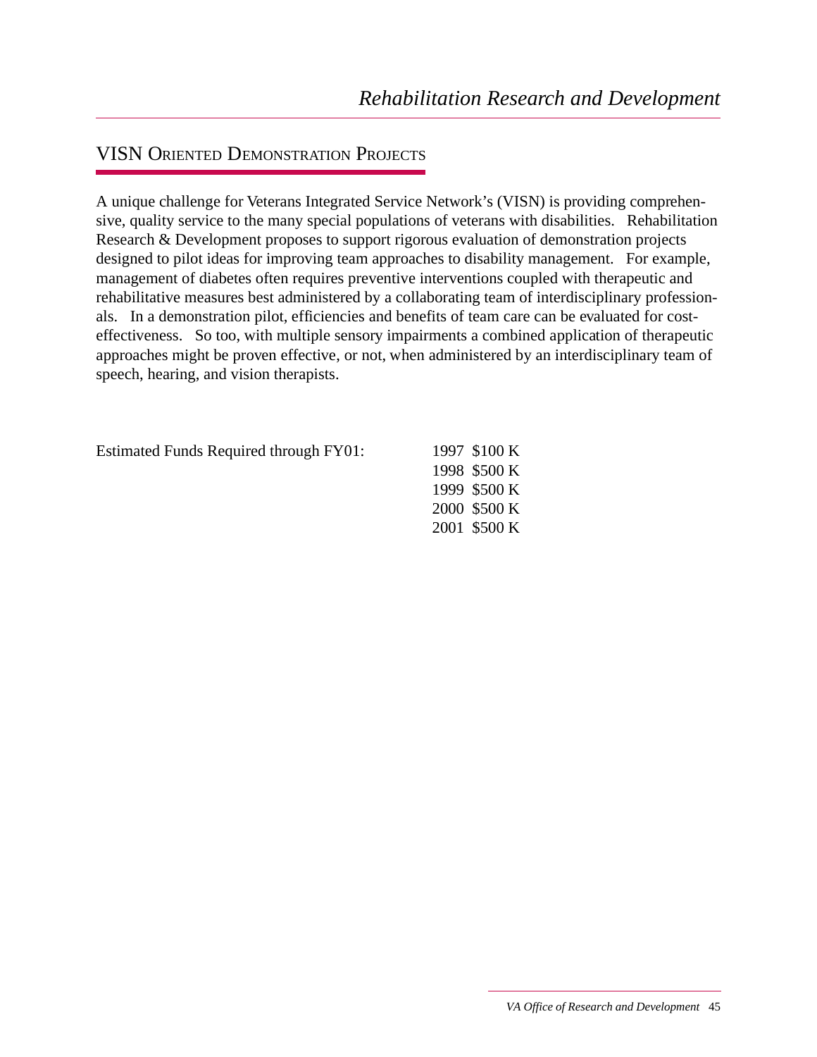## VISN Oriented Demonstration Projects

A unique challenge for Veterans Integrated Service Network's (VISN) is providing comprehensive, quality service to the many special populations of veterans with disabilities. Rehabilitation Research & Development proposes to support rigorous evaluation of demonstration projects designed to pilot ideas for improving team approaches to disability management. For example, management of diabetes often requires preventive interventions coupled with therapeutic and rehabilitative measures best administered by a collaborating team of interdisciplinary professionals. In a demonstration pilot, efficiencies and benefits of team care can be evaluated for cost-effectiveness. So too, with multiple sensory impairments a combined application of therapeutic approaches might be proven effective, or not, when administered by an interdisciplinary team of speech, hearing, and vision therapists.

Estimated Funds Required through FY01:

| Year | Amount |
|---|---|
| 1997 | $100 K |
| 1998 | $500 K |
| 1999 | $500 K |
| 2000 | $500 K |
| 2001 | $500 K |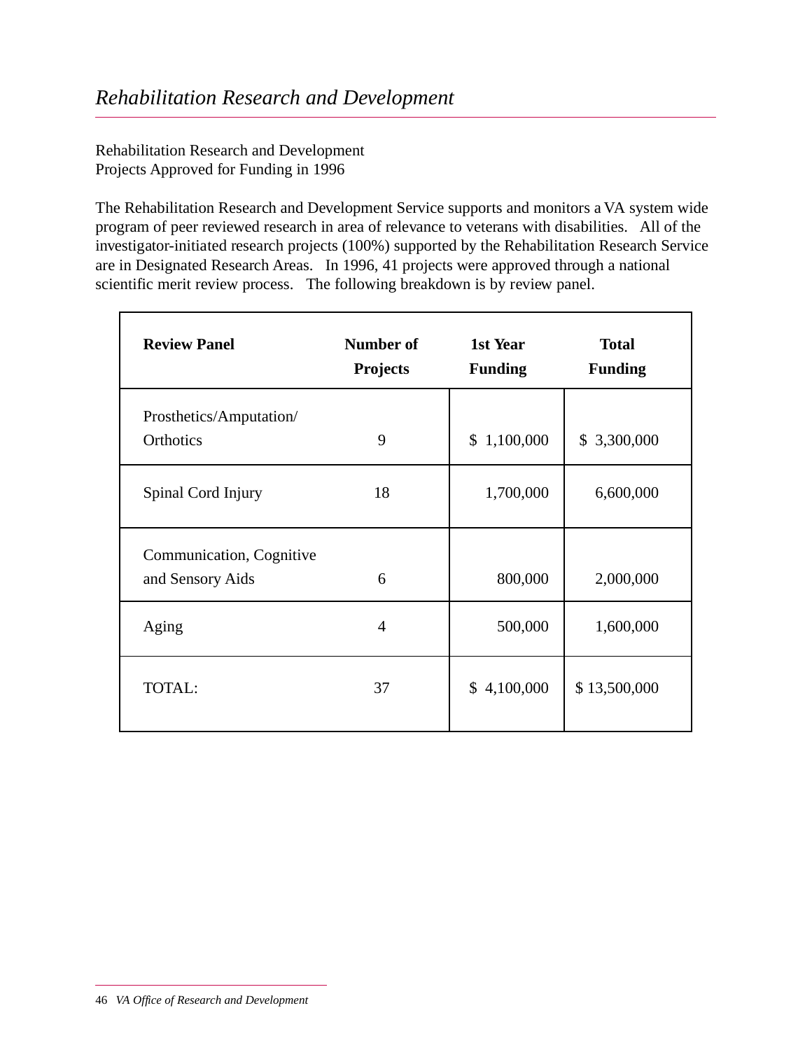# *Rehabilitation Research and Development*

Rehabilitation Research and Development
Projects Approved for Funding in 1996

The Rehabilitation Research and Development Service supports and monitors a VA system wide program of peer reviewed research in area of relevance to veterans with disabilities. All of the investigator-initiated research projects (100%) supported by the Rehabilitation Research Service are in Designated Research Areas. In 1996, 41 projects were approved through a national scientific merit review process. The following breakdown is by review panel.

| **Review Panel** | **Number of Projects** | **1st Year Funding** | **Total Funding** |
|---|---|---|---|
| Prosthetics/Amputation/ Orthotics | 9 | $ 1,100,000 | $ 3,300,000 |
| Spinal Cord Injury | 18 | 1,700,000 | 6,600,000 |
| Communication, Cognitive and Sensory Aids | 6 | 800,000 | 2,000,000 |
| Aging | 4 | 500,000 | 1,600,000 |
| TOTAL: | 37 | $ 4,100,000 | $ 13,500,000 |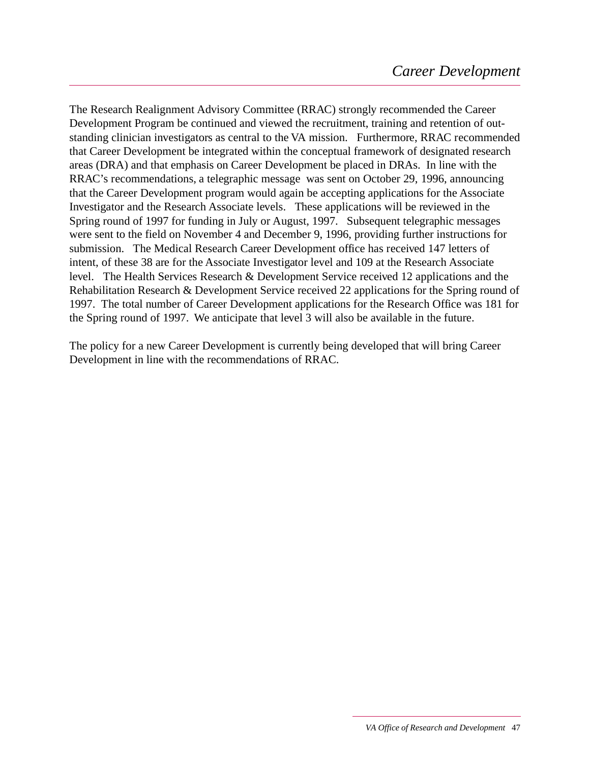# Career Development

The Research Realignment Advisory Committee (RRAC) strongly recommended the Career Development Program be continued and viewed the recruitment, training and retention of outstanding clinician investigators as central to the VA mission. Furthermore, RRAC recommended that Career Development be integrated within the conceptual framework of designated research areas (DRA) and that emphasis on Career Development be placed in DRAs. In line with the RRAC's recommendations, a telegraphic message was sent on October 29, 1996, announcing that the Career Development program would again be accepting applications for the Associate Investigator and the Research Associate levels. These applications will be reviewed in the Spring round of 1997 for funding in July or August, 1997. Subsequent telegraphic messages were sent to the field on November 4 and December 9, 1996, providing further instructions for submission. The Medical Research Career Development office has received 147 letters of intent, of these 38 are for the Associate Investigator level and 109 at the Research Associate level. The Health Services Research & Development Service received 12 applications and the Rehabilitation Research & Development Service received 22 applications for the Spring round of 1997. The total number of Career Development applications for the Research Office was 181 for the Spring round of 1997. We anticipate that level 3 will also be available in the future.

The policy for a new Career Development is currently being developed that will bring Career Development in line with the recommendations of RRAC.